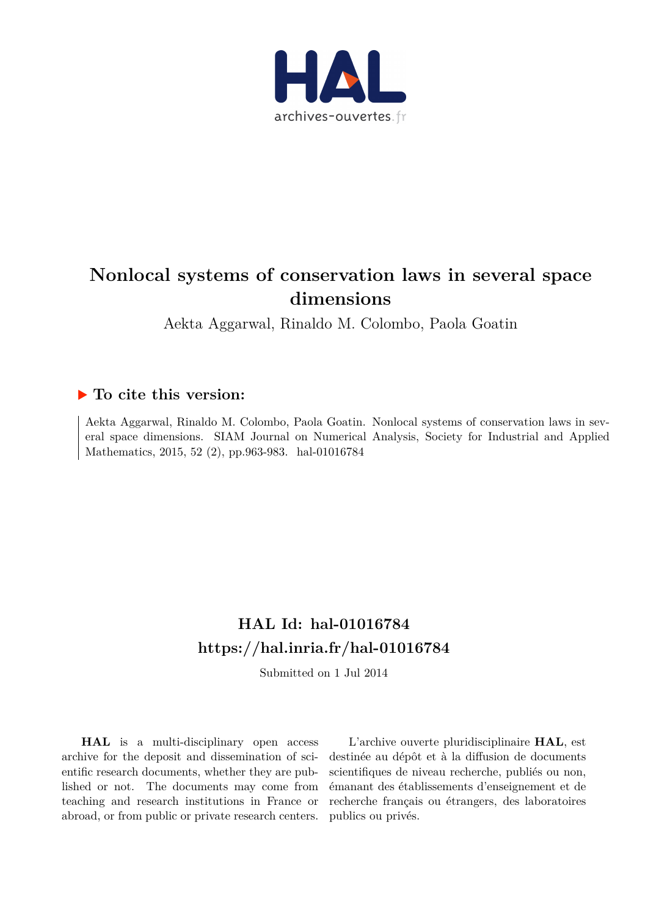# Nonlocal systems of conservation laws in several space dimensions

Aekta Aggarwal, Rinaldo M. Colombo, Paola Goatin

## ▶ To cite this version:

Aekta Aggarwal, Rinaldo M. Colombo, Paola Goatin. Nonlocal systems of conservation laws in several space dimensions. SIAM Journal on Numerical Analysis, Society for Industrial and Applied Mathematics, 2015, 52 (2), pp.963-983. hal-01016784

## HAL Id: hal-01016784

## https://hal.inria.fr/hal-01016784

Submitted on 1 Jul 2014

**HAL** is a multi-disciplinary open access archive for the deposit and dissemination of scientific research documents, whether they are published or not. The documents may come from teaching and research institutions in France or abroad, or from public or private research centers.

L'archive ouverte pluridisciplinaire **HAL**, est destinée au dépôt et à la diffusion de documents scientifiques de niveau recherche, publiés ou non, émanant des établissements d'enseignement et de recherche français ou étrangers, des laboratoires publics ou privés.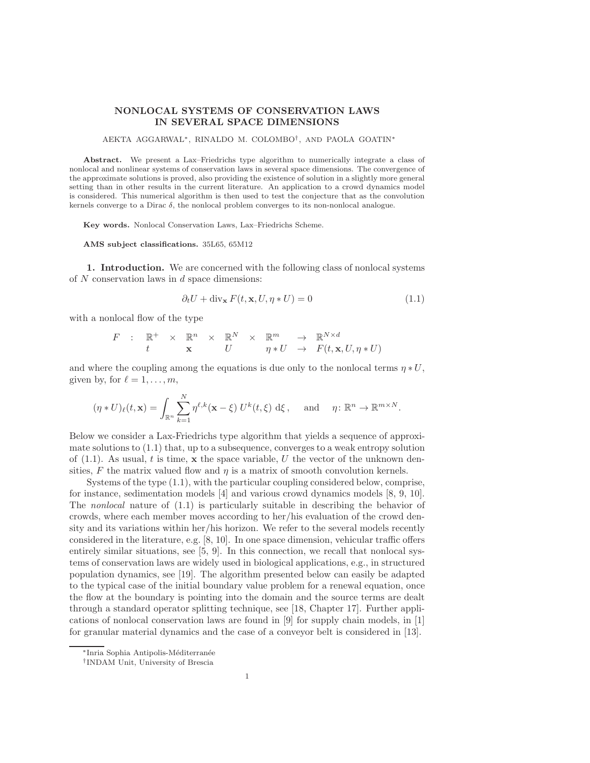# NONLOCAL SYSTEMS OF CONSERVATION LAWS IN SEVERAL SPACE DIMENSIONS

AEKTA AGGARWAL[*], RINALDO M. COLOMBO[†], AND PAOLA GOATIN[*]

**Abstract.** We present a Lax–Friedrichs type algorithm to numerically integrate a class of nonlocal and nonlinear systems of conservation laws in several space dimensions. The convergence of the approximate solutions is proved, also providing the existence of solution in a slightly more general setting than in other results in the current literature. An application to a crowd dynamics model is considered. This numerical algorithm is then used to test the conjecture that as the convolution kernels converge to a Dirac $\delta$, the nonlocal problem converges to its non-nonlocal analogue.

**Key words.** Nonlocal Conservation Laws, Lax–Friedrichs Scheme.

**AMS subject classifications.** 35L65, 65M12

## 1. Introduction.

We are concerned with the following class of nonlocal systems of $N$ conservation laws in $d$ space dimensions:

$$\partial_t U + \operatorname{div}_{\mathbf{x}} F(t, \mathbf{x}, U, \eta * U) = 0 \tag{1.1}$$

with a nonlocal flow of the type

$$\begin{array}{ccccccccccc} F & : & \mathbb{R}^+ & \times & \mathbb{R}^n & \times & \mathbb{R}^N & \times & \mathbb{R}^m & \to & \mathbb{R}^{N\times d} \\ & & t & & \mathbf{x} & & U & & \eta * U & \to & F(t, \mathbf{x}, U, \eta * U) \end{array}$$

and where the coupling among the equations is due only to the nonlocal terms $\eta * U$, given by, for $\ell = 1, \ldots, m$,

$$(\eta * U)_\ell(t, \mathbf{x}) = \int_{\mathbb{R}^n} \sum_{k=1}^{N} \eta^{\ell,k}(\mathbf{x} - \xi)\, U^k(t, \xi)\, \mathrm{d}\xi\,, \qquad \text{and} \qquad \eta \colon \mathbb{R}^n \to \mathbb{R}^{m\times N}.$$

Below we consider a Lax-Friedrichs type algorithm that yields a sequence of approximate solutions to (1.1) that, up to a subsequence, converges to a weak entropy solution of (1.1). As usual, $t$ is time, $\mathbf{x}$ the space variable, $U$ the vector of the unknown densities, $F$ the matrix valued flow and $\eta$ is a matrix of smooth convolution kernels.

Systems of the type (1.1), with the particular coupling considered below, comprise, for instance, sedimentation models [4] and various crowd dynamics models [8, 9, 10]. The *nonlocal* nature of (1.1) is particularly suitable in describing the behavior of crowds, where each member moves according to her/his evaluation of the crowd density and its variations within her/his horizon. We refer to the several models recently considered in the literature, e.g. [8, 10]. In one space dimension, vehicular traffic offers entirely similar situations, see [5, 9]. In this connection, we recall that nonlocal systems of conservation laws are widely used in biological applications, e.g., in structured population dynamics, see [19]. The algorithm presented below can easily be adapted to the typical case of the initial boundary value problem for a renewal equation, once the flow at the boundary is pointing into the domain and the source terms are dealt through a standard operator splitting technique, see [18, Chapter 17]. Further applications of nonlocal conservation laws are found in [9] for supply chain models, in [1] for granular material dynamics and the case of a conveyor belt is considered in [13].

---

[*] Inria Sophia Antipolis-Méditerranée

[†] INDAM Unit, University of Brescia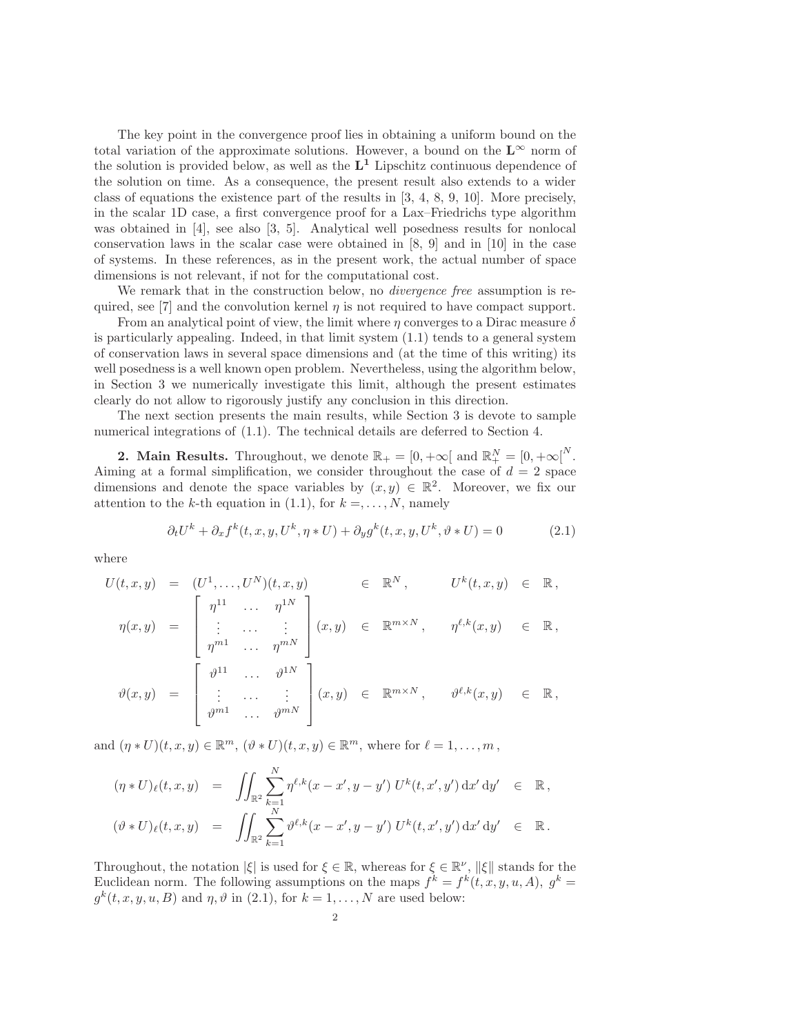The key point in the convergence proof lies in obtaining a uniform bound on the total variation of the approximate solutions. However, a bound on the $\mathbf{L}^\infty$ norm of the solution is provided below, as well as the $\mathbf{L^1}$ Lipschitz continuous dependence of the solution on time. As a consequence, the present result also extends to a wider class of equations the existence part of the results in [3, 4, 8, 9, 10]. More precisely, in the scalar 1D case, a first convergence proof for a Lax–Friedrichs type algorithm was obtained in [4], see also [3, 5]. Analytical well posedness results for nonlocal conservation laws in the scalar case were obtained in [8, 9] and in [10] in the case of systems. In these references, as in the present work, the actual number of space dimensions is not relevant, if not for the computational cost.

We remark that in the construction below, no *divergence free* assumption is required, see [7] and the convolution kernel $\eta$ is not required to have compact support.

From an analytical point of view, the limit where $\eta$ converges to a Dirac measure $\delta$ is particularly appealing. Indeed, in that limit system (1.1) tends to a general system of conservation laws in several space dimensions and (at the time of this writing) its well posedness is a well known open problem. Nevertheless, using the algorithm below, in Section 3 we numerically investigate this limit, although the present estimates clearly do not allow to rigorously justify any conclusion in this direction.

The next section presents the main results, while Section 3 is devote to sample numerical integrations of (1.1). The technical details are deferred to Section 4.

**2. Main Results.** Throughout, we denote $\mathbb{R}_+ = [0, +\infty[$ and $\mathbb{R}_+^N = [0, +\infty[^N$. Aiming at a formal simplification, we consider throughout the case of $d = 2$ space dimensions and denote the space variables by $(x, y) \in \mathbb{R}^2$. Moreover, we fix our attention to the $k$-th equation in (1.1), for $k =, \ldots, N$, namely

$$\partial_t U^k + \partial_x f^k(t, x, y, U^k, \eta * U) + \partial_y g^k(t, x, y, U^k, \vartheta * U) = 0 \tag{2.1}$$

where

$$\begin{array}{rclllll} U(t,x,y) & = & (U^1, \ldots, U^N)(t,x,y) & \in & \mathbb{R}^N, & U^k(t,x,y) & \in \mathbb{R}, \\ \eta(x,y) & = & \left[\begin{array}{ccc} \eta^{11} & \ldots & \eta^{1N} \\ \vdots & \ldots & \vdots \\ \eta^{m1} & \ldots & \eta^{mN} \end{array}\right](x,y) & \in & \mathbb{R}^{m\times N}, & \eta^{\ell,k}(x,y) & \in \mathbb{R}, \\ \vartheta(x,y) & = & \left[\begin{array}{ccc} \vartheta^{11} & \ldots & \vartheta^{1N} \\ \vdots & \ldots & \vdots \\ \vartheta^{m1} & \ldots & \vartheta^{mN} \end{array}\right](x,y) & \in & \mathbb{R}^{m\times N}, & \vartheta^{\ell,k}(x,y) & \in \mathbb{R}, \end{array}$$

and $(\eta * U)(t, x, y) \in \mathbb{R}^m$, $(\vartheta * U)(t, x, y) \in \mathbb{R}^m$, where for $\ell = 1, \ldots, m$,

$$\begin{array}{rcll} (\eta * U)_\ell(t,x,y) & = & \displaystyle\iint_{\mathbb{R}^2} \sum_{k=1}^N \eta^{\ell,k}(x-x', y-y')\, U^k(t,x',y')\, \mathrm{d}x'\, \mathrm{d}y' & \in \mathbb{R}, \\ (\vartheta * U)_\ell(t,x,y) & = & \displaystyle\iint_{\mathbb{R}^2} \sum_{k=1}^N \vartheta^{\ell,k}(x-x', y-y')\, U^k(t,x',y')\, \mathrm{d}x'\, \mathrm{d}y' & \in \mathbb{R}. \end{array}$$

Throughout, the notation $|\xi|$ is used for $\xi \in \mathbb{R}$, whereas for $\xi \in \mathbb{R}^\nu$, $\|\xi\|$ stands for the Euclidean norm. The following assumptions on the maps $f^k = f^k(t, x, y, u, A)$, $g^k = g^k(t, x, y, u, B)$ and $\eta, \vartheta$ in (2.1), for $k = 1, \ldots, N$ are used below: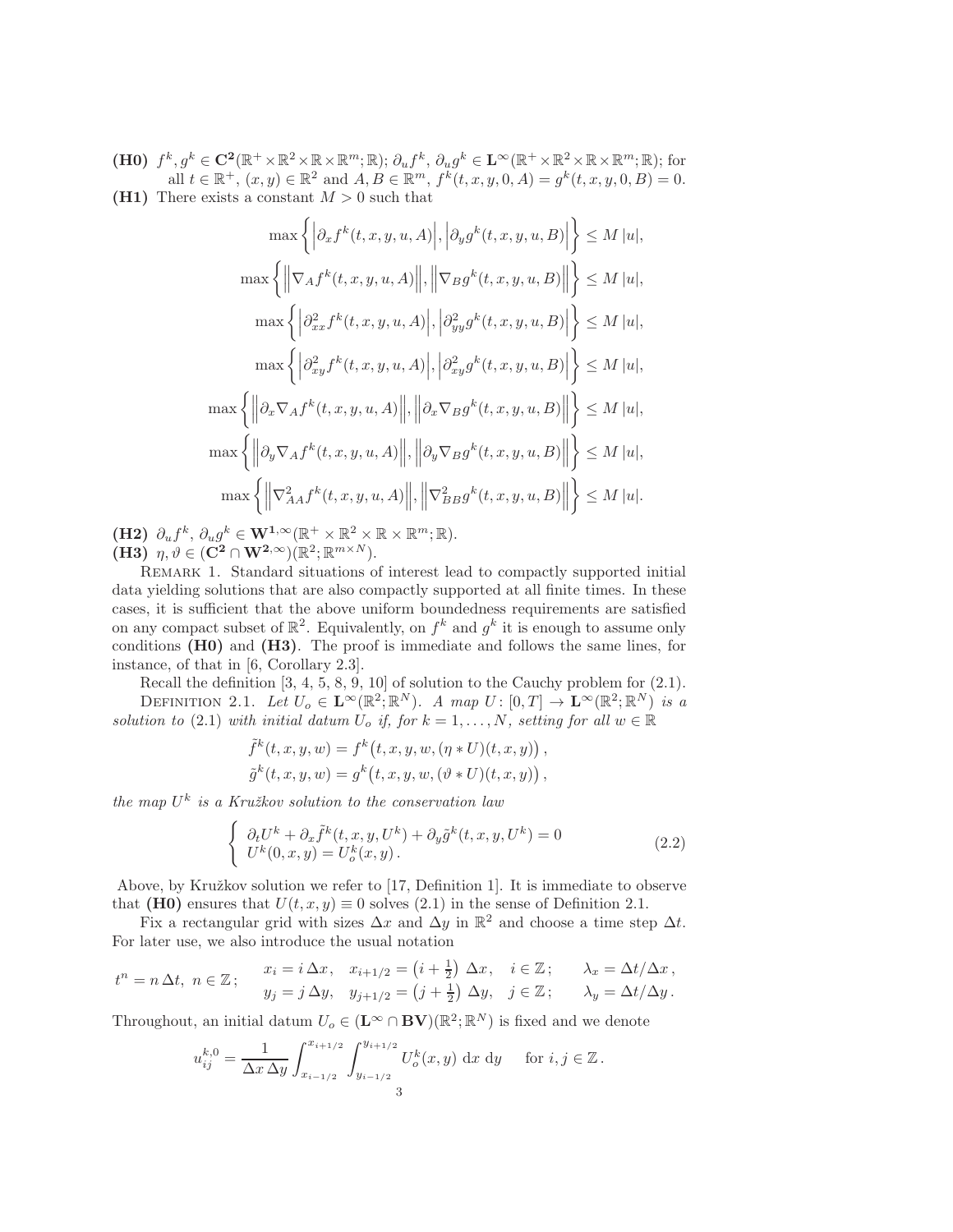**(H0)** $f^k, g^k \in \mathbf{C}^{\mathbf{2}}(\mathbb{R}^+ \times \mathbb{R}^2 \times \mathbb{R} \times \mathbb{R}^m; \mathbb{R})$; $\partial_u f^k$, $\partial_u g^k \in \mathbf{L}^\infty(\mathbb{R}^+ \times \mathbb{R}^2 \times \mathbb{R} \times \mathbb{R}^m; \mathbb{R})$; for all $t \in \mathbb{R}^+$, $(x, y) \in \mathbb{R}^2$ and $A, B \in \mathbb{R}^m$, $f^k(t, x, y, 0, A) = g^k(t, x, y, 0, B) = 0$.

**(H1)** There exists a constant $M > 0$ such that

$$
\begin{aligned}
\max\left\{\left|\partial_x f^k(t,x,y,u,A)\right|, \left|\partial_y g^k(t,x,y,u,B)\right|\right\} &\le M\,|u|,\\
\max\left\{\left\|\nabla_A f^k(t,x,y,u,A)\right\|, \left\|\nabla_B g^k(t,x,y,u,B)\right\|\right\} &\le M\,|u|,\\
\max\left\{\left|\partial^2_{xx} f^k(t,x,y,u,A)\right|, \left|\partial^2_{yy} g^k(t,x,y,u,B)\right|\right\} &\le M\,|u|,\\
\max\left\{\left|\partial^2_{xy} f^k(t,x,y,u,A)\right|, \left|\partial^2_{xy} g^k(t,x,y,u,B)\right|\right\} &\le M\,|u|,\\
\max\left\{\left\|\partial_x \nabla_A f^k(t,x,y,u,A)\right\|, \left\|\partial_x \nabla_B g^k(t,x,y,u,B)\right\|\right\} &\le M\,|u|,\\
\max\left\{\left\|\partial_y \nabla_A f^k(t,x,y,u,A)\right\|, \left\|\partial_y \nabla_B g^k(t,x,y,u,B)\right\|\right\} &\le M\,|u|,\\
\max\left\{\left\|\nabla^2_{AA} f^k(t,x,y,u,A)\right\|, \left\|\nabla^2_{BB} g^k(t,x,y,u,B)\right\|\right\} &\le M\,|u|.
\end{aligned}
$$

**(H2)** $\partial_u f^k$, $\partial_u g^k \in \mathbf{W}^{\mathbf{1},\infty}(\mathbb{R}^+ \times \mathbb{R}^2 \times \mathbb{R} \times \mathbb{R}^m; \mathbb{R})$.

**(H3)** $\eta, \vartheta \in (\mathbf{C}^{\mathbf{2}} \cap \mathbf{W}^{\mathbf{2},\infty})(\mathbb{R}^2; \mathbb{R}^{m\times N})$.

Remark 1. Standard situations of interest lead to compactly supported initial data yielding solutions that are also compactly supported at all finite times. In these cases, it is sufficient that the above uniform boundedness requirements are satisfied on any compact subset of $\mathbb{R}^2$. Equivalently, on $f^k$ and $g^k$ it is enough to assume only conditions **(H0)** and **(H3)**. The proof is immediate and follows the same lines, for instance, of that in [6, Corollary 2.3].

Recall the definition [3, 4, 5, 8, 9, 10] of solution to the Cauchy problem for (2.1).

Definition 2.1. *Let $U_o \in \mathbf{L}^\infty(\mathbb{R}^2; \mathbb{R}^N)$. A map $U \colon [0, T] \to \mathbf{L}^\infty(\mathbb{R}^2; \mathbb{R}^N)$ is a solution to* (2.1) *with initial datum $U_o$ if, for $k = 1, \ldots, N$, setting for all $w \in \mathbb{R}$*

$$
\begin{aligned}
\tilde f^k(t,x,y,w) &= f^k\big(t,x,y,w,(\eta * U)(t,x,y)\big),\\
\tilde g^k(t,x,y,w) &= g^k\big(t,x,y,w,(\vartheta * U)(t,x,y)\big),
\end{aligned}
$$

*the map $U^k$ is a Kružkov solution to the conservation law*

$$
\left\{
\begin{array}{l}
\partial_t U^k + \partial_x \tilde f^k(t,x,y,U^k) + \partial_y \tilde g^k(t,x,y,U^k) = 0\\
U^k(0,x,y) = U^k_o(x,y).
\end{array}
\right.
\tag{2.2}
$$

Above, by Kružkov solution we refer to [17, Definition 1]. It is immediate to observe that **(H0)** ensures that $U(t, x, y) \equiv 0$ solves (2.1) in the sense of Definition 2.1.

Fix a rectangular grid with sizes $\Delta x$ and $\Delta y$ in $\mathbb{R}^2$ and choose a time step $\Delta t$. For later use, we also introduce the usual notation

$$
t^n = n\,\Delta t,\ n \in \mathbb{Z}; \qquad
\begin{array}{ll}
x_i = i\,\Delta x, \quad x_{i+1/2} = \left(i + \frac{1}{2}\right)\,\Delta x, \quad i \in \mathbb{Z}; & \lambda_x = \Delta t/\Delta x\,,\\
y_j = j\,\Delta y, \quad y_{j+1/2} = \left(j + \frac{1}{2}\right)\,\Delta y, \quad j \in \mathbb{Z}; & \lambda_y = \Delta t/\Delta y\,.
\end{array}
$$

Throughout, an initial datum $U_o \in (\mathbf{L}^\infty \cap \mathbf{BV})(\mathbb{R}^2; \mathbb{R}^N)$ is fixed and we denote

$$
u^{k,0}_{ij} = \frac{1}{\Delta x\,\Delta y} \int_{x_{i-1/2}}^{x_{i+1/2}} \int_{y_{i-1/2}}^{y_{i+1/2}} U^k_o(x,y)\,\mathrm{d}x\,\mathrm{d}y \qquad \text{for } i, j \in \mathbb{Z}\,.
$$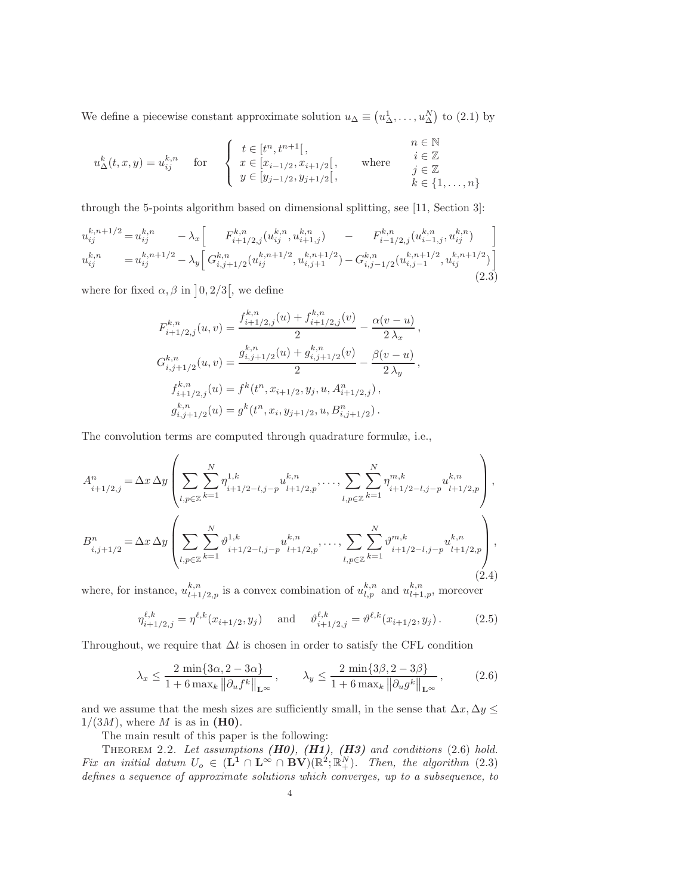We define a piecewise constant approximate solution $u_\Delta \equiv \left(u_\Delta^1, \ldots, u_\Delta^N\right)$ to (2.1) by

$$
u_\Delta^k(t,x,y) = u_{ij}^{k,n} \quad \text{for} \quad \left\{ \begin{array}{l} t \in [t^n, t^{n+1}[\,, \\ x \in [x_{i-1/2}, x_{i+1/2}[\,, \\ y \in [y_{j-1/2}, y_{j+1/2}[\,, \end{array} \right. \quad \text{where} \quad \begin{array}{c} n \in \mathbb{N} \\ i \in \mathbb{Z} \\ j \in \mathbb{Z} \\ k \in \{1, \ldots, n\} \end{array}
$$

through the 5-points algorithm based on dimensional splitting, see [11, Section 3]:

$$
\begin{aligned}
u_{ij}^{k,n+1/2} &= u_{ij}^{k,n} \quad - \lambda_x \Big[ \quad F_{i+1/2,j}^{k,n}(u_{ij}^{k,n}, u_{i+1,j}^{k,n}) \quad - \quad F_{i-1/2,j}^{k,n}(u_{i-1,j}^{k,n}, u_{ij}^{k,n}) \quad \Big] \\
u_{ij}^{k,n} &= u_{ij}^{k,n+1/2} - \lambda_y \Big[ G_{i,j+1/2}^{k,n}(u_{ij}^{k,n+1/2}, u_{i,j+1}^{k,n+1/2}) - G_{i,j-1/2}^{k,n}(u_{i,j-1}^{k,n+1/2}, u_{ij}^{k,n+1/2}) \Big]
\end{aligned} \tag{2.3}
$$

where for fixed $\alpha, \beta$ in $\left]0, 2/3\right[$, we define

$$
\begin{aligned}
F_{i+1/2,j}^{k,n}(u,v) &= \frac{f_{i+1/2,j}^{k,n}(u) + f_{i+1/2,j}^{k,n}(v)}{2} - \frac{\alpha(v-u)}{2\,\lambda_x}\,, \\
G_{i,j+1/2}^{k,n}(u,v) &= \frac{g_{i,j+1/2}^{k,n}(u) + g_{i,j+1/2}^{k,n}(v)}{2} - \frac{\beta(v-u)}{2\,\lambda_y}\,, \\
f_{i+1/2,j}^{k,n}(u) &= f^k(t^n, x_{i+1/2}, y_j, u, A_{i+1/2,j}^n)\,, \\
g_{i,j+1/2}^{k,n}(u) &= g^k(t^n, x_i, y_{j+1/2}, u, B_{i,j+1/2}^n)\,.
\end{aligned}
$$

The convolution terms are computed through quadrature formulæ, i.e.,

$$
\begin{aligned}
A_{i+1/2,j}^n &= \Delta x\, \Delta y \left( \sum_{l,p\in\mathbb{Z}} \sum_{k=1}^N \eta_{i+1/2-l,j-p}^{1,k} u_{l+1/2,p}^{k,n}, \ldots, \sum_{l,p\in\mathbb{Z}} \sum_{k=1}^N \eta_{i+1/2-l,j-p}^{m,k} u_{l+1/2,p}^{k,n} \right), \\
B_{i,j+1/2}^n &= \Delta x\, \Delta y \left( \sum_{l,p\in\mathbb{Z}} \sum_{k=1}^N \vartheta_{i+1/2-l,j-p}^{1,k} u_{l+1/2,p}^{k,n}, \ldots, \sum_{l,p\in\mathbb{Z}} \sum_{k=1}^N \vartheta_{i+1/2-l,j-p}^{m,k} u_{l+1/2,p}^{k,n} \right),
\end{aligned} \tag{2.4}
$$

where, for instance, $u_{l+1/2,p}^{k,n}$ is a convex combination of $u_{l,p}^{k,n}$ and $u_{l+1,p}^{k,n}$, moreover

$$
\eta_{i+1/2,j}^{\ell,k} = \eta^{\ell,k}(x_{i+1/2}, y_j) \quad \text{and} \quad \vartheta_{i+1/2,j}^{\ell,k} = \vartheta^{\ell,k}(x_{i+1/2}, y_j)\,. \tag{2.5}
$$

Throughout, we require that $\Delta t$ is chosen in order to satisfy the CFL condition

$$
\lambda_x \le \frac{2\,\min\{3\alpha, 2-3\alpha\}}{1 + 6\max_k \left\|\partial_u f^k\right\|_{\mathbf{L}^\infty}}\,, \qquad \lambda_y \le \frac{2\,\min\{3\beta, 2-3\beta\}}{1 + 6\max_k \left\|\partial_u g^k\right\|_{\mathbf{L}^\infty}}\,, \tag{2.6}
$$

and we assume that the mesh sizes are sufficiently small, in the sense that $\Delta x, \Delta y \le 1/(3M)$, where $M$ is as in **(H0)**.

The main result of this paper is the following:

Theorem 2.2. *Let assumptions **(H0)**, **(H1)**, **(H3)** and conditions* (2.6) *hold. Fix an initial datum $U_o \in (\mathbf{L^1} \cap \mathbf{L}^\infty \cap \mathbf{BV})(\mathbb{R}^2; \mathbb{R}_+^N)$. Then, the algorithm* (2.3) *defines a sequence of approximate solutions which converges, up to a subsequence, to*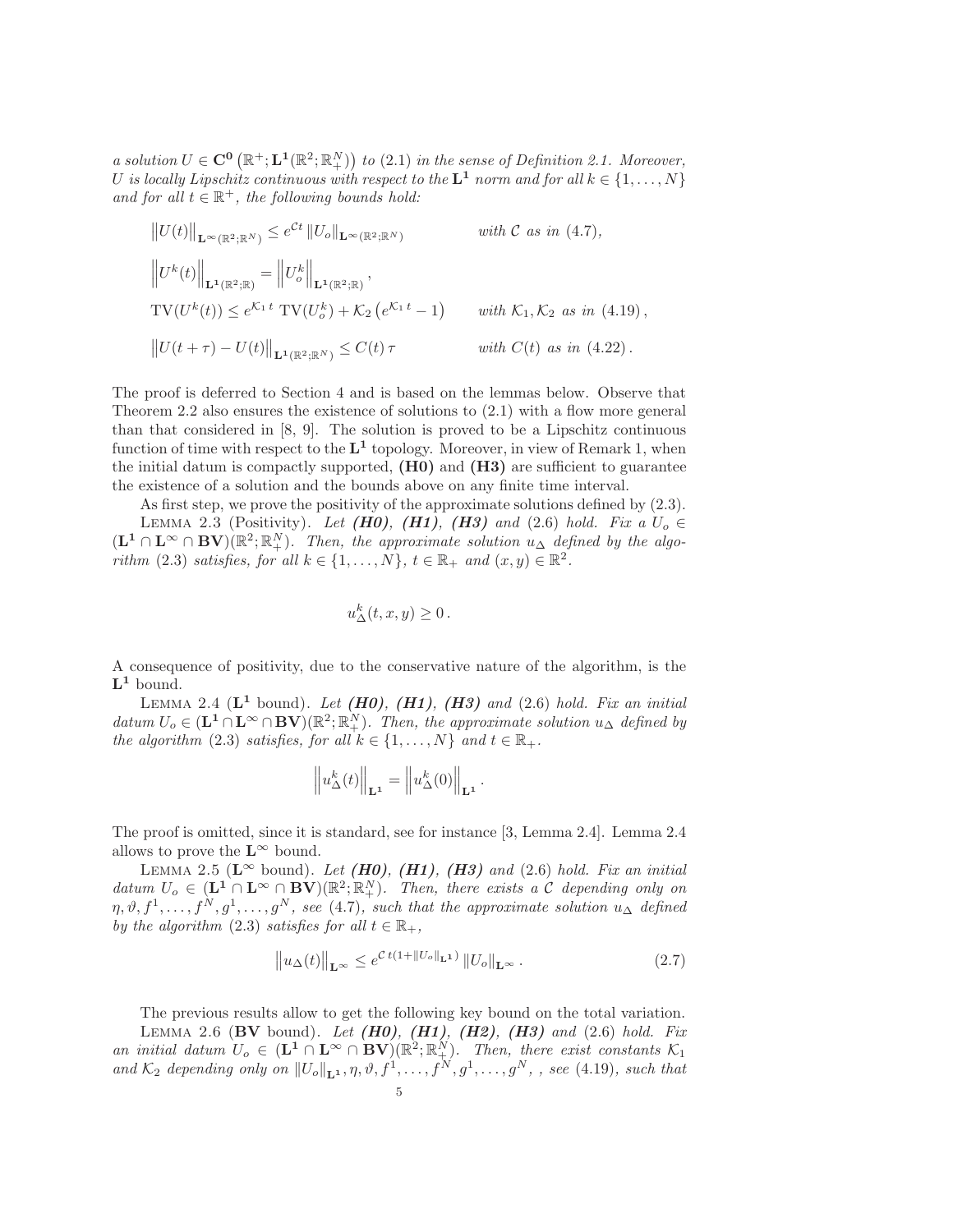*a solution $U \in \mathbf{C^0}\left(\mathbb{R}^+; \mathbf{L^1}(\mathbb{R}^2;\mathbb{R}^N_+)\right)$ to* (2.1) *in the sense of Definition 2.1. Moreover, $U$ is locally Lipschitz continuous with respect to the $\mathbf{L^1}$ norm and for all $k \in \{1,\ldots,N\}$ and for all $t \in \mathbb{R}^+$, the following bounds hold:*

$$
\begin{aligned}
&\left\|U(t)\right\|_{\mathbf{L^\infty}(\mathbb{R}^2;\mathbb{R}^N)} \leq e^{\mathcal{C}t}\left\|U_o\right\|_{\mathbf{L^\infty}(\mathbb{R}^2;\mathbb{R}^N)} && \text{with } \mathcal{C} \text{ as in (4.7)},\\
&\left\|U^k(t)\right\|_{\mathbf{L^1}(\mathbb{R}^2;\mathbb{R})} = \left\|U^k_o\right\|_{\mathbf{L^1}(\mathbb{R}^2;\mathbb{R})}, &&\\
&\mathrm{TV}(U^k(t)) \leq e^{\mathcal{K}_1 t}\ \mathrm{TV}(U^k_o) + \mathcal{K}_2\left(e^{\mathcal{K}_1 t} - 1\right) && \text{with } \mathcal{K}_1, \mathcal{K}_2 \text{ as in (4.19)},\\
&\left\|U(t+\tau) - U(t)\right\|_{\mathbf{L^1}(\mathbb{R}^2;\mathbb{R}^N)} \leq C(t)\,\tau && \text{with } C(t) \text{ as in (4.22)}.
\end{aligned}
$$

The proof is deferred to Section 4 and is based on the lemmas below. Observe that Theorem 2.2 also ensures the existence of solutions to (2.1) with a flow more general than that considered in [8, 9]. The solution is proved to be a Lipschitz continuous function of time with respect to the $\mathbf{L^1}$ topology. Moreover, in view of Remark 1, when the initial datum is compactly supported, **(H0)** and **(H3)** are sufficient to guarantee the existence of a solution and the bounds above on any finite time interval.

As first step, we prove the positivity of the approximate solutions defined by (2.3).

Lemma 2.3 (Positivity). *Let **(H0)**, **(H1)**, **(H3)** and* (2.6) *hold. Fix a $U_o \in (\mathbf{L^1} \cap \mathbf{L^\infty} \cap \mathbf{BV})(\mathbb{R}^2;\mathbb{R}^N_+)$. Then, the approximate solution $u_\Delta$ defined by the algorithm* (2.3) *satisfies, for all $k \in \{1,\ldots,N\}$, $t \in \mathbb{R}_+$ and $(x,y) \in \mathbb{R}^2$.*

$$
u^k_\Delta(t,x,y) \geq 0\,.
$$

A consequence of positivity, due to the conservative nature of the algorithm, is the $\mathbf{L^1}$ bound.

Lemma 2.4 ($\mathbf{L^1}$ bound). *Let **(H0)**, **(H1)**, **(H3)** and* (2.6) *hold. Fix an initial datum $U_o \in (\mathbf{L^1} \cap \mathbf{L^\infty} \cap \mathbf{BV})(\mathbb{R}^2;\mathbb{R}^N_+)$. Then, the approximate solution $u_\Delta$ defined by the algorithm* (2.3) *satisfies, for all $k \in \{1,\ldots,N\}$ and $t \in \mathbb{R}_+$.*

$$
\left\|u^k_\Delta(t)\right\|_{\mathbf{L^1}} = \left\|u^k_\Delta(0)\right\|_{\mathbf{L^1}}.
$$

The proof is omitted, since it is standard, see for instance [3, Lemma 2.4]. Lemma 2.4 allows to prove the $\mathbf{L^\infty}$ bound.

Lemma 2.5 ($\mathbf{L^\infty}$ bound). *Let **(H0)**, **(H1)**, **(H3)** and* (2.6) *hold. Fix an initial datum $U_o \in (\mathbf{L^1} \cap \mathbf{L^\infty} \cap \mathbf{BV})(\mathbb{R}^2;\mathbb{R}^N_+)$. Then, there exists a $\mathcal{C}$ depending only on $\eta, \vartheta, f^1, \ldots, f^N, g^1, \ldots, g^N$, see* (4.7)*, such that the approximate solution $u_\Delta$ defined by the algorithm* (2.3) *satisfies for all $t \in \mathbb{R}_+$,*

$$
\left\|u_\Delta(t)\right\|_{\mathbf{L^\infty}} \leq e^{\mathcal{C}\,t(1+\left\|U_o\right\|_{\mathbf{L^1}})}\left\|U_o\right\|_{\mathbf{L^\infty}}. \tag{2.7}
$$

The previous results allow to get the following key bound on the total variation.

Lemma 2.6 ($\mathbf{BV}$ bound). *Let **(H0)**, **(H1)**, **(H2)**, **(H3)** and* (2.6) *hold. Fix an initial datum $U_o \in (\mathbf{L^1} \cap \mathbf{L^\infty} \cap \mathbf{BV})(\mathbb{R}^2;\mathbb{R}^N_+)$. Then, there exist constants $\mathcal{K}_1$ and $\mathcal{K}_2$ depending only on $\left\|U_o\right\|_{\mathbf{L^1}}, \eta, \vartheta, f^1, \ldots, f^N, g^1, \ldots, g^N$, , see* (4.19)*, such that*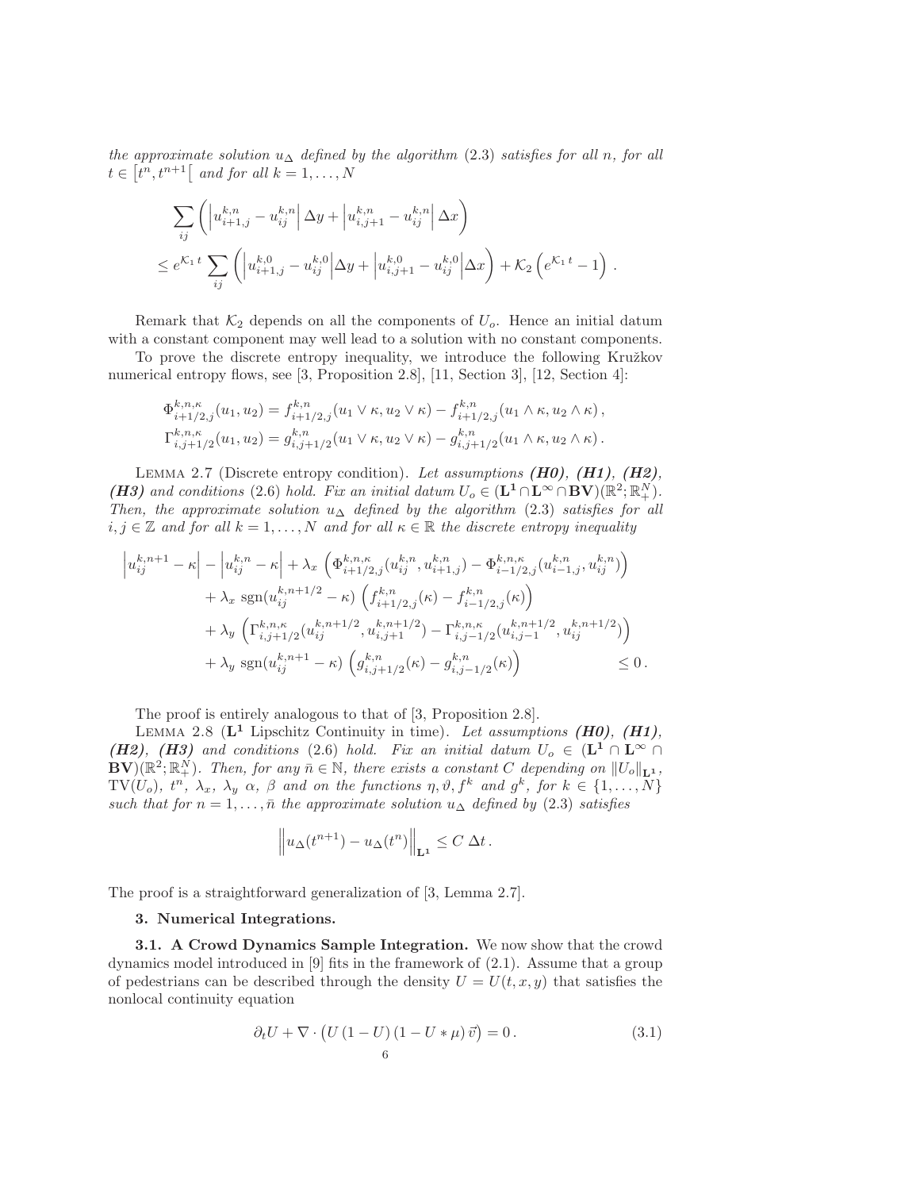*the approximate solution $u_\Delta$ defined by the algorithm* (2.3) *satisfies for all $n$, for all $t \in \left[t^n, t^{n+1}\right[$ and for all $k = 1, \ldots, N$*

$$
\begin{aligned}
&\sum_{ij} \left( \left| u^{k,n}_{i+1,j} - u^{k,n}_{ij} \right| \Delta y + \left| u^{k,n}_{i,j+1} - u^{k,n}_{ij} \right| \Delta x \right) \\
&\leq e^{\mathcal{K}_1 t} \sum_{ij} \left( \left| u^{k,0}_{i+1,j} - u^{k,0}_{ij} \right| \Delta y + \left| u^{k,0}_{i,j+1} - u^{k,0}_{ij} \right| \Delta x \right) + \mathcal{K}_2 \left( e^{\mathcal{K}_1 t} - 1 \right) .
\end{aligned}
$$

Remark that $\mathcal{K}_2$ depends on all the components of $U_o$. Hence an initial datum with a constant component may well lead to a solution with no constant components.

To prove the discrete entropy inequality, we introduce the following Kružkov numerical entropy flows, see [3, Proposition 2.8], [11, Section 3], [12, Section 4]:

$$
\begin{aligned}
\Phi^{k,n,\kappa}_{i+1/2,j}(u_1, u_2) &= f^{k,n}_{i+1/2,j}(u_1 \vee \kappa, u_2 \vee \kappa) - f^{k,n}_{i+1/2,j}(u_1 \wedge \kappa, u_2 \wedge \kappa) \,, \\
\Gamma^{k,n,\kappa}_{i,j+1/2}(u_1, u_2) &= g^{k,n}_{i,j+1/2}(u_1 \vee \kappa, u_2 \vee \kappa) - g^{k,n}_{i,j+1/2}(u_1 \wedge \kappa, u_2 \wedge \kappa) \,.
\end{aligned}
$$

LEMMA 2.7 (Discrete entropy condition). *Let assumptions **(H0)**, **(H1)**, **(H2)**, **(H3)** and conditions* (2.6) *hold. Fix an initial datum $U_o \in (\mathbf{L^1} \cap \mathbf{L}^\infty \cap \mathbf{BV})(\mathbb{R}^2; \mathbb{R}^N_+)$. Then, the approximate solution $u_\Delta$ defined by the algorithm* (2.3) *satisfies for all $i, j \in \mathbb{Z}$ and for all $k = 1, \ldots, N$ and for all $\kappa \in \mathbb{R}$ the discrete entropy inequality*

$$
\begin{aligned}
\left| u^{k,n+1}_{ij} - \kappa \right| - \left| u^{k,n}_{ij} - \kappa \right| &+ \lambda_x \left( \Phi^{k,n,\kappa}_{i+1/2,j}(u^{k,n}_{ij}, u^{k,n}_{i+1,j}) - \Phi^{k,n,\kappa}_{i-1/2,j}(u^{k,n}_{i-1,j}, u^{k,n}_{ij}) \right) \\
&+ \lambda_x \, \mathrm{sgn}(u^{k,n+1/2}_{ij} - \kappa) \left( f^{k,n}_{i+1/2,j}(\kappa) - f^{k,n}_{i-1/2,j}(\kappa) \right) \\
&+ \lambda_y \left( \Gamma^{k,n,\kappa}_{i,j+1/2}(u^{k,n+1/2}_{ij}, u^{k,n+1/2}_{i,j+1}) - \Gamma^{k,n,\kappa}_{i,j-1/2}(u^{k,n+1/2}_{i,j-1}, u^{k,n+1/2}_{ij}) \right) \\
&+ \lambda_y \, \mathrm{sgn}(u^{k,n+1}_{ij} - \kappa) \left( g^{k,n}_{i,j+1/2}(\kappa) - g^{k,n}_{i,j-1/2}(\kappa) \right) \qquad \leq 0 \,.
\end{aligned}
$$

The proof is entirely analogous to that of [3, Proposition 2.8].

LEMMA 2.8 ($\mathbf{L^1}$ Lipschitz Continuity in time). *Let assumptions **(H0)**, **(H1)**, **(H2)**, **(H3)** and conditions* (2.6) *hold. Fix an initial datum $U_o \in (\mathbf{L^1} \cap \mathbf{L}^\infty \cap \mathbf{BV})(\mathbb{R}^2; \mathbb{R}^N_+)$. Then, for any $\bar n \in \mathbb{N}$, there exists a constant $C$ depending on $\|U_o\|_{\mathbf{L^1}}$, $\mathrm{TV}(U_o)$, $t^n$, $\lambda_x$, $\lambda_y$ $\alpha$, $\beta$ and on the functions $\eta, \vartheta, f^k$ and $g^k$, for $k \in \{1, \ldots, N\}$ such that for $n = 1, \ldots, \bar n$ the approximate solution $u_\Delta$ defined by* (2.3) *satisfies*

$$
\left\| u_\Delta(t^{n+1}) - u_\Delta(t^n) \right\|_{\mathbf{L^1}} \leq C \, \Delta t \,.
$$

The proof is a straightforward generalization of [3, Lemma 2.7].

## 3. Numerical Integrations.

### 3.1. A Crowd Dynamics Sample Integration.

We now show that the crowd dynamics model introduced in [9] fits in the framework of (2.1). Assume that a group of pedestrians can be described through the density $U = U(t, x, y)$ that satisfies the nonlocal continuity equation

$$
\partial_t U + \nabla \cdot \big( U \, (1 - U) \, (1 - U * \mu) \, \vec{v} \big) = 0 \,. \tag{3.1}
$$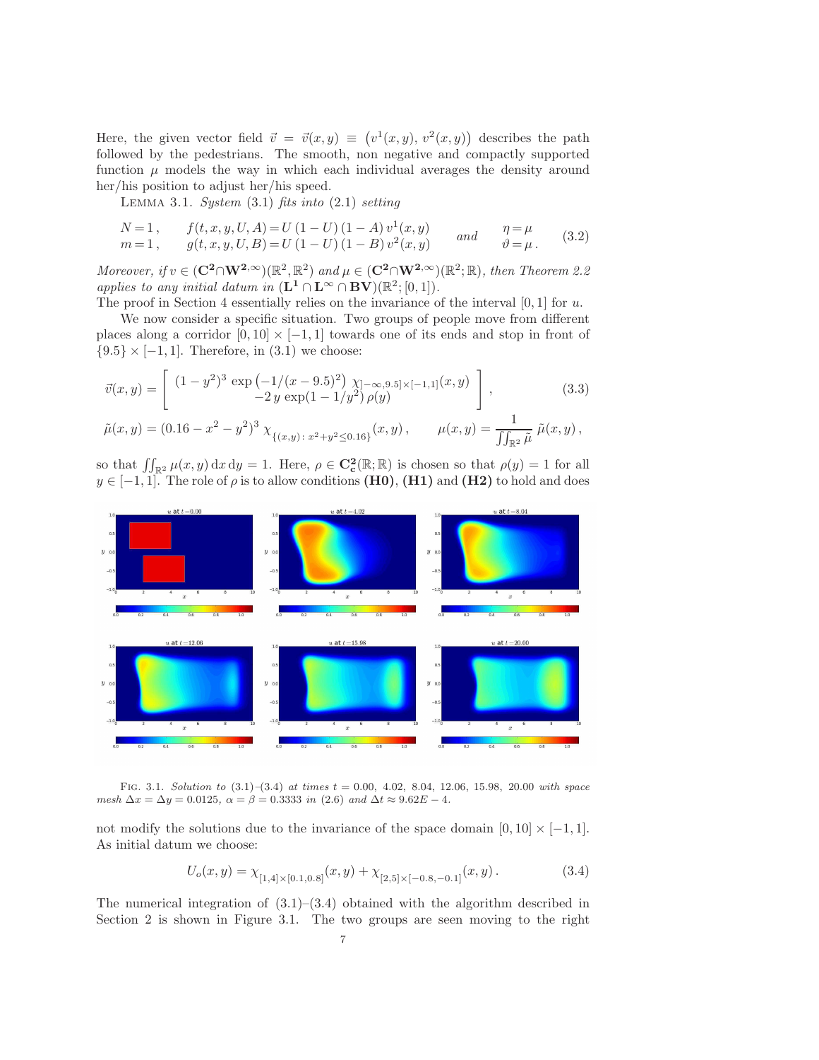Here, the given vector field $\vec{v} = \vec{v}(x,y) \equiv \left(v^1(x,y),\, v^2(x,y)\right)$ describes the path followed by the pedestrians. The smooth, non negative and compactly supported function $\mu$ models the way in which each individual averages the density around her/his position to adjust her/his speed.

LEMMA 3.1. *System* (3.1) *fits into* (2.1) *setting*

$$
\begin{array}{lll}
N=1\,, & f(t,x,y,U,A)=U\,(1-U)\,(1-A)\,v^1(x,y) & \qquad \eta=\mu \\
m=1\,, & g(t,x,y,U,B)=U\,(1-U)\,(1-B)\,v^2(x,y) & \text{and} \qquad \vartheta=\mu\,.
\end{array}
\tag{3.2}
$$

*Moreover, if* $v \in (\mathbf{C^2} \cap \mathbf{W^{2,\infty}})(\mathbb{R}^2, \mathbb{R}^2)$ *and* $\mu \in (\mathbf{C^2} \cap \mathbf{W^{2,\infty}})(\mathbb{R}^2; \mathbb{R})$*, then Theorem 2.2 applies to any initial datum in* $(\mathbf{L^1} \cap \mathbf{L^\infty} \cap \mathbf{BV})(\mathbb{R}^2; [0,1])$*.*

The proof in Section 4 essentially relies on the invariance of the interval $[0,1]$ for $u$.

We now consider a specific situation. Two groups of people move from different places along a corridor $[0,10] \times [-1,1]$ towards one of its ends and stop in front of $\{9.5\} \times [-1,1]$. Therefore, in (3.1) we choose:

$$
\vec{v}(x,y) = \left[\begin{array}{c} (1-y^2)^3 \, \exp\left(-1/(x-9.5)^2\right)\, \chi_{]-\infty,9.5]\times[-1,1]}(x,y) \\ -2\,y\,\exp(1-1/y^2)\,\rho(y) \end{array}\right],
\tag{3.3}
$$

$$
\tilde{\mu}(x,y) = (0.16 - x^2 - y^2)^3\, \chi_{\{(x,y)\colon x^2+y^2 \le 0.16\}}(x,y)\,, \qquad \mu(x,y) = \frac{1}{\iint_{\mathbb{R}^2} \tilde{\mu}}\, \tilde{\mu}(x,y)\,,
$$

so that $\iint_{\mathbb{R}^2} \mu(x,y)\, \mathrm{d}x\, \mathrm{d}y = 1$. Here, $\rho \in \mathbf{C_c^2}(\mathbb{R};\mathbb{R})$ is chosen so that $\rho(y) = 1$ for all $y \in [-1,1]$. The role of $\rho$ is to allow conditions **(H0)**, **(H1)** and **(H2)** to hold and does

FIG. 3.1. *Solution to* (3.1)–(3.4) *at times* $t = 0.00,\ 4.02,\ 8.04,\ 12.06,\ 15.98,\ 20.00$ *with space mesh* $\Delta x = \Delta y = 0.0125$*,* $\alpha = \beta = 0.3333$ *in* (2.6) *and* $\Delta t \approx 9.62E-4$*.*

not modify the solutions due to the invariance of the space domain $[0,10] \times [-1,1]$. As initial datum we choose:

$$
U_o(x,y) = \chi_{[1,4]\times[0.1,0.8]}(x,y) + \chi_{[2,5]\times[-0.8,-0.1]}(x,y)\,.
\tag{3.4}
$$

The numerical integration of (3.1)–(3.4) obtained with the algorithm described in Section 2 is shown in Figure 3.1. The two groups are seen moving to the right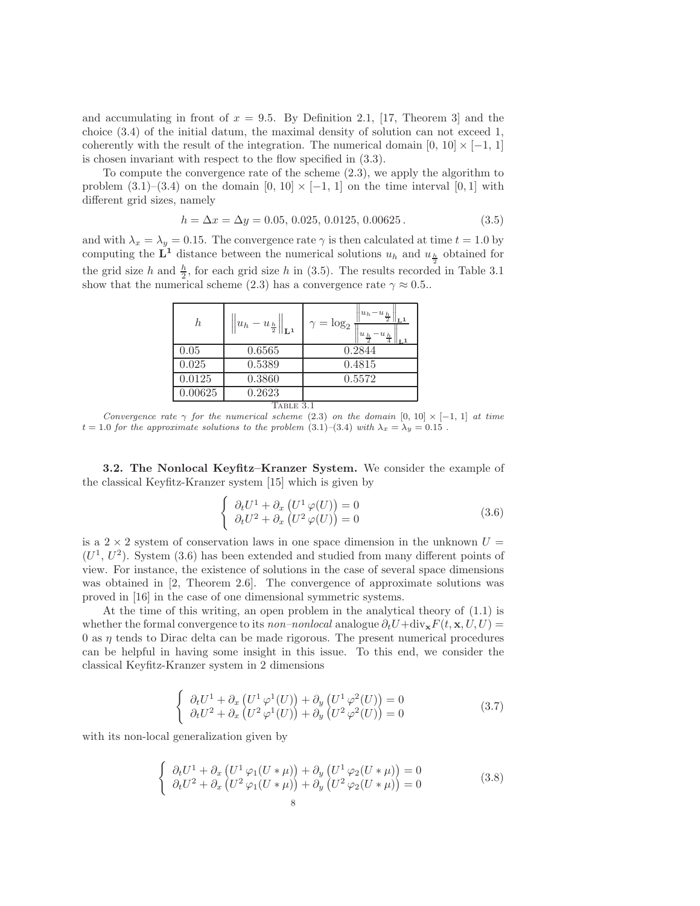and accumulating in front of $x = 9.5$. By Definition 2.1, [17, Theorem 3] and the choice (3.4) of the initial datum, the maximal density of solution can not exceed 1, coherently with the result of the integration. The numerical domain $[0,\,10] \times [-1,\,1]$ is chosen invariant with respect to the flow specified in (3.3).

To compute the convergence rate of the scheme (2.3), we apply the algorithm to problem (3.1)–(3.4) on the domain $[0,\,10] \times [-1,\,1]$ on the time interval $[0,1]$ with different grid sizes, namely

$$
h = \Delta x = \Delta y = 0.05,\, 0.025,\, 0.0125,\, 0.00625\,. \tag{3.5}
$$

and with $\lambda_x = \lambda_y = 0.15$. The convergence rate $\gamma$ is then calculated at time $t = 1.0$ by computing the $\mathbf{L^1}$ distance between the numerical solutions $u_h$ and $u_{\frac{h}{2}}$ obtained for the grid size $h$ and $\frac{h}{2}$, for each grid size $h$ in (3.5). The results recorded in Table 3.1 show that the numerical scheme (2.3) has a convergence rate $\gamma \approx 0.5$..

| $h$ | $\left\Vert u_h - u_{\frac{h}{2}} \right\Vert_{\mathbf{L^1}}$ | $\gamma = \log_2 \frac{\left\Vert u_h - u_{\frac{h}{2}} \right\Vert_{\mathbf{L^1}}}{\left\Vert u_{\frac{h}{2}} - u_{\frac{h}{4}} \right\Vert_{\mathbf{L^1}}}$ |
|---|---|---|
| 0.05 | 0.6565 | 0.2844 |
| 0.025 | 0.5389 | 0.4815 |
| 0.0125 | 0.3860 | 0.5572 |
| 0.00625 | 0.2623 | |

TABLE 3.1

*Convergence rate $\gamma$ for the numerical scheme (2.3) on the domain $[0,\,10] \times [-1,\,1]$ at time $t = 1.0$ for the approximate solutions to the problem (3.1)–(3.4) with $\lambda_x = \lambda_y = 0.15$ .*

**3.2. The Nonlocal Keyfitz–Kranzer System.** We consider the example of the classical Keyfitz-Kranzer system [15] which is given by

$$
\left\{
\begin{array}{l}
\partial_t U^1 + \partial_x \left(U^1\, \varphi(U)\right) = 0 \\
\partial_t U^2 + \partial_x \left(U^2\, \varphi(U)\right) = 0
\end{array}
\right. \tag{3.6}
$$

is a $2 \times 2$ system of conservation laws in one space dimension in the unknown $U = (U^1,\, U^2)$. System (3.6) has been extended and studied from many different points of view. For instance, the existence of solutions in the case of several space dimensions was obtained in [2, Theorem 2.6]. The convergence of approximate solutions was proved in [16] in the case of one dimensional symmetric systems.

At the time of this writing, an open problem in the analytical theory of (1.1) is whether the formal convergence to its *non–nonlocal* analogue $\partial_t U + \mathrm{div}_{\mathbf{x}} F(t, \mathbf{x}, U, U) = 0$ as $\eta$ tends to Dirac delta can be made rigorous. The present numerical procedures can be helpful in having some insight in this issue. To this end, we consider the classical Keyfitz-Kranzer system in 2 dimensions

$$
\left\{
\begin{array}{l}
\partial_t U^1 + \partial_x \left(U^1\, \varphi^1(U)\right) + \partial_y \left(U^1\, \varphi^2(U)\right) = 0 \\
\partial_t U^2 + \partial_x \left(U^2\, \varphi^1(U)\right) + \partial_y \left(U^2\, \varphi^2(U)\right) = 0
\end{array}
\right. \tag{3.7}
$$

with its non-local generalization given by

$$
\left\{
\begin{array}{l}
\partial_t U^1 + \partial_x \left(U^1\, \varphi_1(U * \mu)\right) + \partial_y \left(U^1\, \varphi_2(U * \mu)\right) = 0 \\
\partial_t U^2 + \partial_x \left(U^2\, \varphi_1(U * \mu)\right) + \partial_y \left(U^2\, \varphi_2(U * \mu)\right) = 0
\end{array}
\right. \tag{3.8}
$$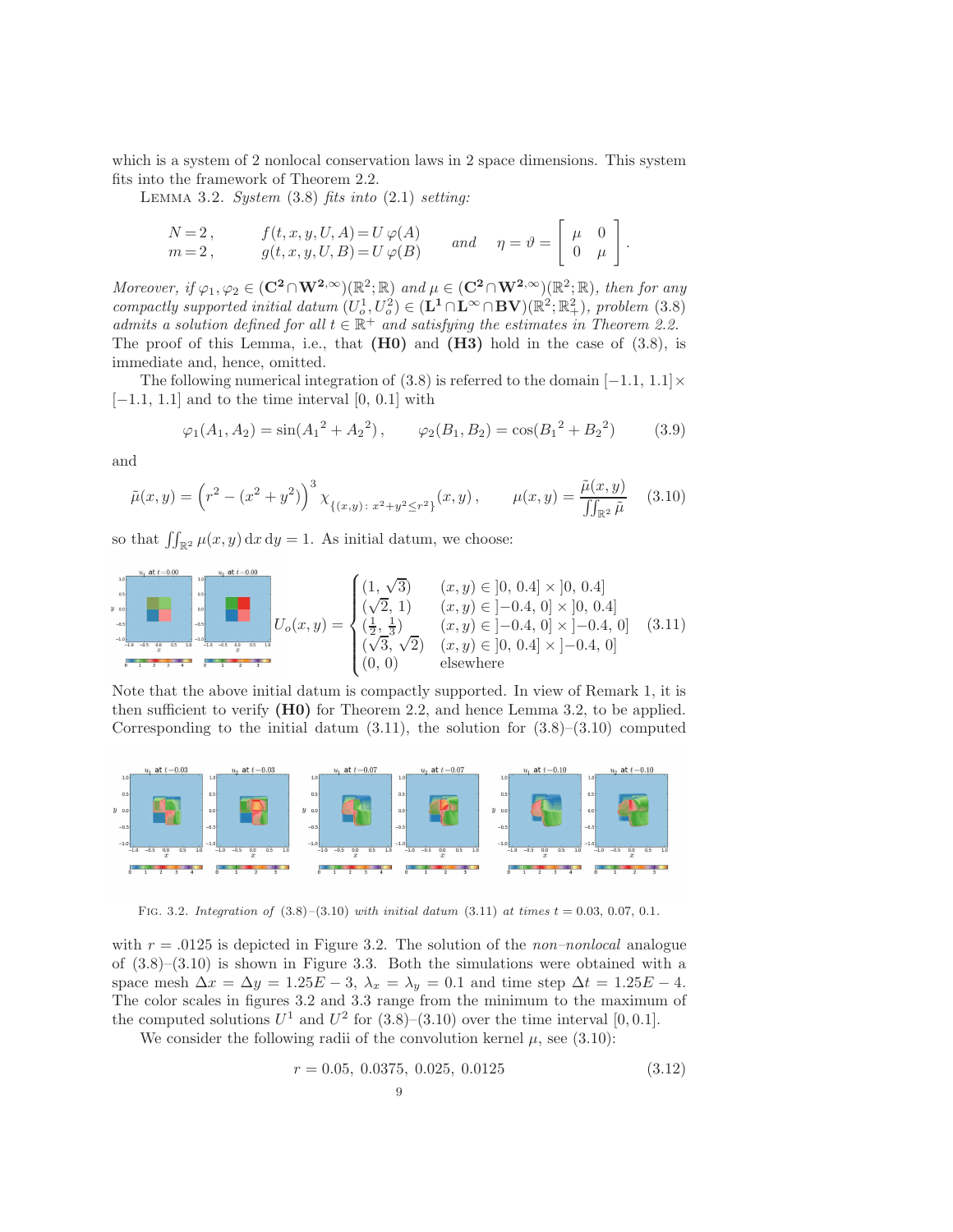which is a system of 2 nonlocal conservation laws in 2 space dimensions. This system fits into the framework of Theorem 2.2.

LEMMA 3.2. *System* (3.8) *fits into* (2.1) *setting:*

$$
\begin{array}{lll}
N = 2\,, & f(t,x,y,U,A) = U\,\varphi(A) & \\
m = 2\,, & g(t,x,y,U,B) = U\,\varphi(B) &
\end{array}
\quad \text{and} \quad \eta = \vartheta = \begin{bmatrix} \mu & 0 \\ 0 & \mu \end{bmatrix}.
$$

*Moreover, if* $\varphi_1, \varphi_2 \in (\mathbf{C^2} \cap \mathbf{W^{2,\infty}})(\mathbb{R}^2;\mathbb{R})$ *and* $\mu \in (\mathbf{C^2} \cap \mathbf{W^{2,\infty}})(\mathbb{R}^2;\mathbb{R})$*, then for any compactly supported initial datum* $(U_o^1, U_o^2) \in (\mathbf{L^1} \cap \mathbf{L^\infty} \cap \mathbf{BV})(\mathbb{R}^2;\mathbb{R}^2_+)$*, problem* (3.8) *admits a solution defined for all* $t \in \mathbb{R}^+$ *and satisfying the estimates in Theorem 2.2.*
The proof of this Lemma, i.e., that **(H0)** and **(H3)** hold in the case of (3.8), is immediate and, hence, omitted.

The following numerical integration of (3.8) is referred to the domain $[-1.1,\, 1.1] \times [-1.1,\, 1.1]$ and to the time interval $[0,\, 0.1]$ with

$$
\varphi_1(A_1, A_2) = \sin({A_1}^2 + {A_2}^2)\,, \qquad \varphi_2(B_1, B_2) = \cos({B_1}^2 + {B_2}^2) \tag{3.9}
$$

and

$$
\tilde\mu(x,y) = \left(r^2 - (x^2+y^2)\right)^3 \chi_{\{(x,y)\colon\, x^2+y^2 \le r^2\}}(x,y)\,, \qquad \mu(x,y) = \frac{\tilde\mu(x,y)}{\iint_{\mathbb{R}^2} \tilde\mu} \tag{3.10}
$$

so that $\iint_{\mathbb{R}^2} \mu(x,y)\,\mathrm{d}x\,\mathrm{d}y = 1$. As initial datum, we choose:

$$
U_o(x,y) = \begin{cases}
(1, \sqrt{3}) & (x,y) \in \,]0,\, 0.4] \times \,]0,\, 0.4] \\
(\sqrt{2}, 1) & (x,y) \in \,]-0.4,\, 0] \times \,]0,\, 0.4] \\
(\frac{1}{2}, \frac{1}{3}) & (x,y) \in \,]-0.4,\, 0] \times \,]-0.4,\, 0] \\
(\sqrt{3}, \sqrt{2}) & (x,y) \in \,]0,\, 0.4] \times \,]-0.4,\, 0] \\
(0,0) & \text{elsewhere}
\end{cases} \tag{3.11}
$$

Note that the above initial datum is compactly supported. In view of Remark 1, it is then sufficient to verify **(H0)** for Theorem 2.2, and hence Lemma 3.2, to be applied. Corresponding to the initial datum (3.11), the solution for (3.8)–(3.10) computed

FIG. 3.2. *Integration of* (3.8)*–*(3.10) *with initial datum* (3.11) *at times* $t = 0.03,\, 0.07,\, 0.1$.

with $r = .0125$ is depicted in Figure 3.2. The solution of the *non–nonlocal* analogue of (3.8)–(3.10) is shown in Figure 3.3. Both the simulations were obtained with a space mesh $\Delta x = \Delta y = 1.25E-3$, $\lambda_x = \lambda_y = 0.1$ and time step $\Delta t = 1.25E-4$. The color scales in figures 3.2 and 3.3 range from the minimum to the maximum of the computed solutions $U^1$ and $U^2$ for (3.8)–(3.10) over the time interval $[0, 0.1]$.

We consider the following radii of the convolution kernel $\mu$, see (3.10):

$$
r = 0.05,\ 0.0375,\ 0.025,\ 0.0125 \tag{3.12}
$$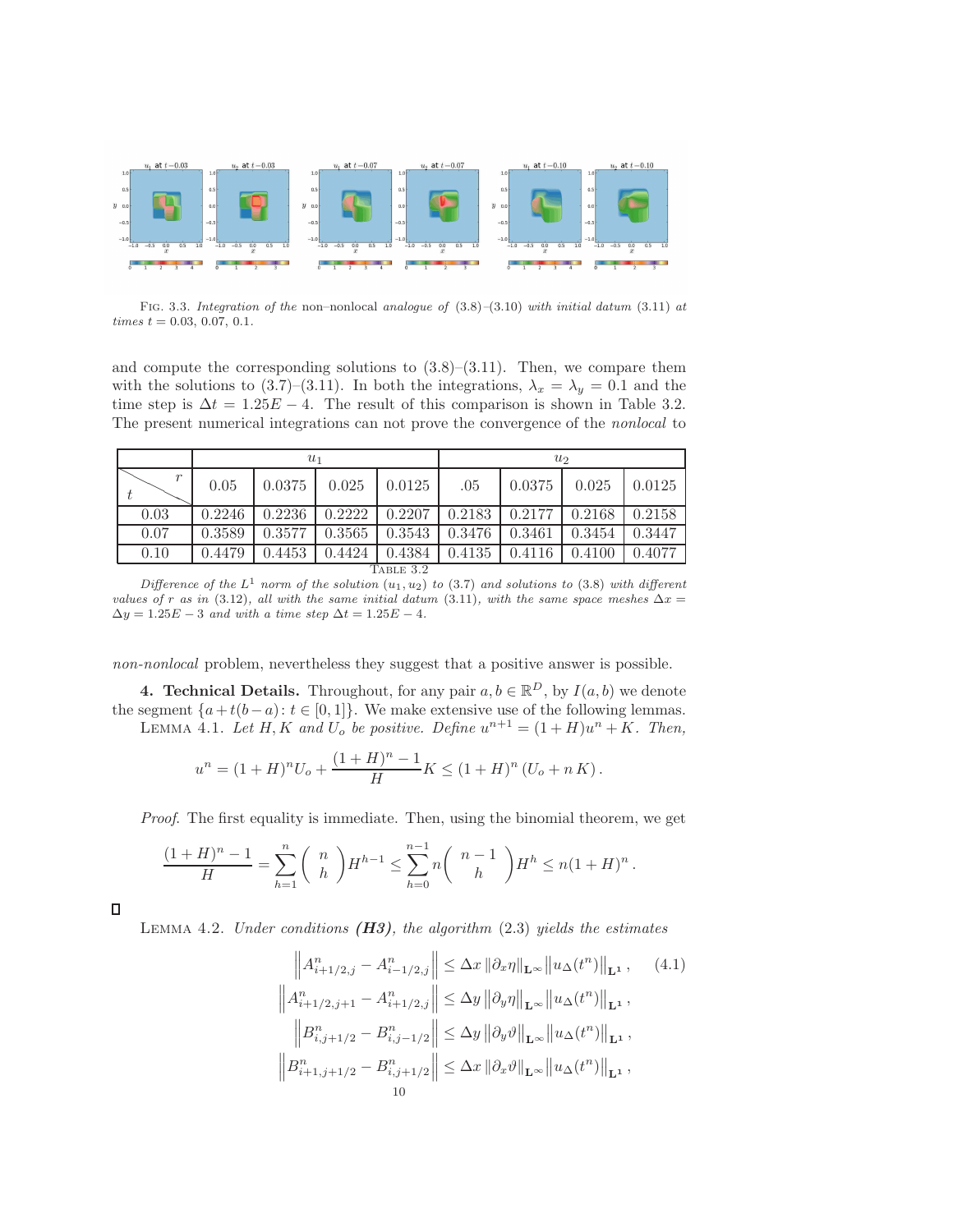FIG. 3.3. *Integration of the* non–nonlocal *analogue of* (3.8)–(3.10) *with initial datum* (3.11) *at times* $t = 0.03$, $0.07$, $0.1$.

and compute the corresponding solutions to (3.8)–(3.11). Then, we compare them with the solutions to (3.7)–(3.11). In both the integrations, $\lambda_x = \lambda_y = 0.1$ and the time step is $\Delta t = 1.25E-4$. The result of this comparison is shown in Table 3.2. The present numerical integrations can not prove the convergence of the *nonlocal* to *non-nonlocal* problem, nevertheless they suggest that a positive answer is possible.

| | $u_1$ | | | | $u_2$ | | | |
|---|---|---|---|---|---|---|---|---|
| $t$ \ $r$ | 0.05 | 0.0375 | 0.025 | 0.0125 | .05 | 0.0375 | 0.025 | 0.0125 |
| 0.03 | 0.2246 | 0.2236 | 0.2222 | 0.2207 | 0.2183 | 0.2177 | 0.2168 | 0.2158 |
| 0.07 | 0.3589 | 0.3577 | 0.3565 | 0.3543 | 0.3476 | 0.3461 | 0.3454 | 0.3447 |
| 0.10 | 0.4479 | 0.4453 | 0.4424 | 0.4384 | 0.4135 | 0.4116 | 0.4100 | 0.4077 |

TABLE 3.2

*Difference of the $L^1$ norm of the solution $(u_1, u_2)$ to* (3.7) *and solutions to* (3.8) *with different values of $r$ as in* (3.12)*, all with the same initial datum* (3.11)*, with the same space meshes $\Delta x = \Delta y = 1.25E-3$ and with a time step $\Delta t = 1.25E-4$.*

## 4. Technical Details.

Throughout, for any pair $a, b \in \mathbb{R}^D$, by $I(a,b)$ we denote the segment $\{a + t(b-a) \colon t \in [0,1]\}$. We make extensive use of the following lemmas.

LEMMA 4.1. *Let $H, K$ and $U_o$ be positive. Define $u^{n+1} = (1+H)u^n + K$. Then,*

$$u^n = (1+H)^n U_o + \frac{(1+H)^n - 1}{H} K \leq (1+H)^n \left(U_o + n\, K\right).$$

*Proof.* The first equality is immediate. Then, using the binomial theorem, we get

$$\frac{(1+H)^n - 1}{H} = \sum_{h=1}^{n} \binom{n}{h} H^{h-1} \leq \sum_{h=0}^{n-1} n \binom{n-1}{h} H^h \leq n(1+H)^n .$$

□

LEMMA 4.2. *Under conditions **(H3)**, the algorithm* (2.3) *yields the estimates*

$$\begin{aligned}
\left\| A^n_{i+1/2,j} - A^n_{i-1/2,j} \right\| &\leq \Delta x \left\| \partial_x \eta \right\|_{\mathbf{L}^\infty} \left\| u_\Delta(t^n) \right\|_{\mathbf{L}^1}, \qquad (4.1)\\
\left\| A^n_{i+1/2,j+1} - A^n_{i+1/2,j} \right\| &\leq \Delta y \left\| \partial_y \eta \right\|_{\mathbf{L}^\infty} \left\| u_\Delta(t^n) \right\|_{\mathbf{L}^1},\\
\left\| B^n_{i,j+1/2} - B^n_{i,j-1/2} \right\| &\leq \Delta y \left\| \partial_y \vartheta \right\|_{\mathbf{L}^\infty} \left\| u_\Delta(t^n) \right\|_{\mathbf{L}^1},\\
\left\| B^n_{i+1,j+1/2} - B^n_{i,j+1/2} \right\| &\leq \Delta x \left\| \partial_x \vartheta \right\|_{\mathbf{L}^\infty} \left\| u_\Delta(t^n) \right\|_{\mathbf{L}^1},
\end{aligned}$$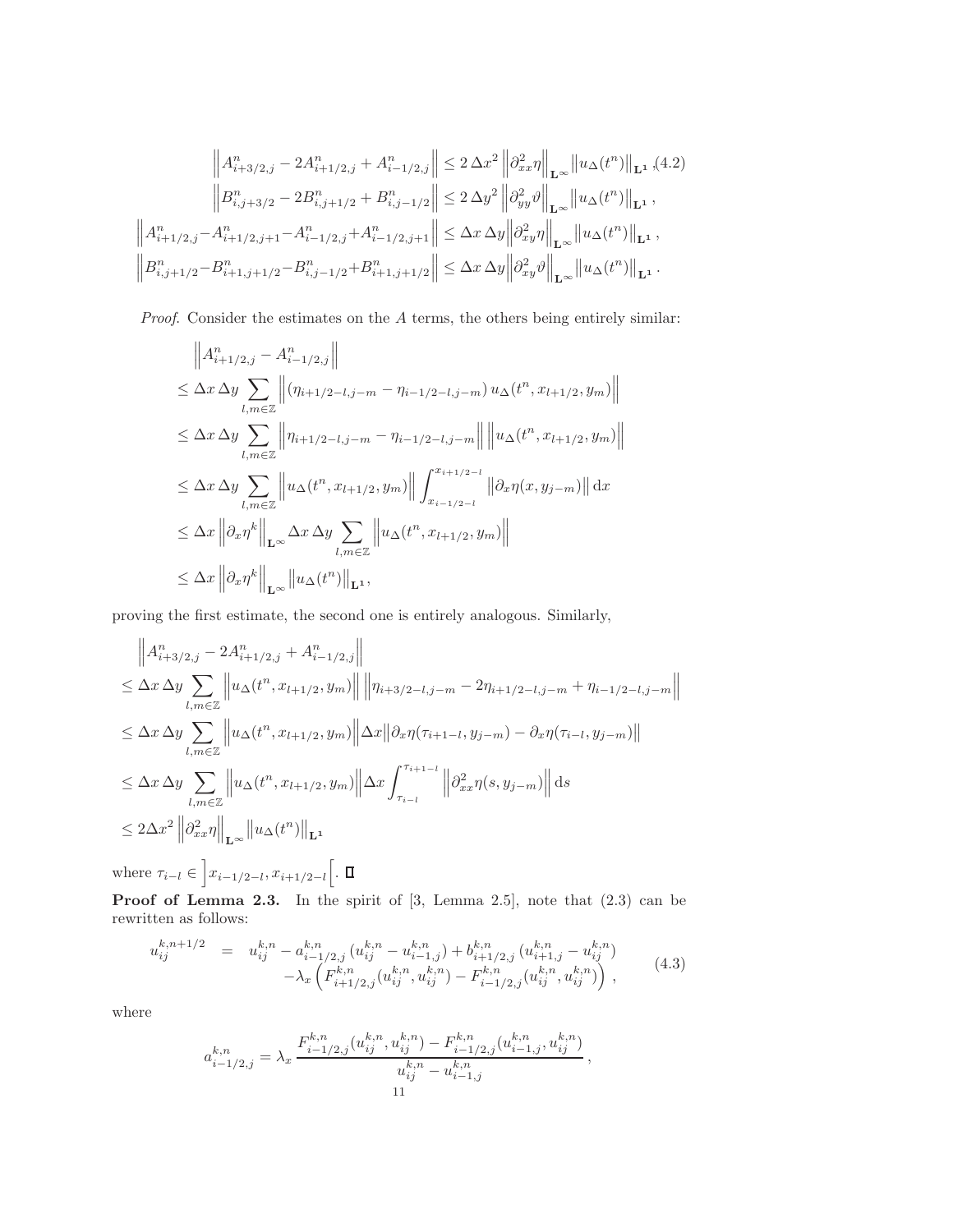$$
\begin{aligned}
\left\|A^n_{i+3/2,j} - 2A^n_{i+1/2,j} + A^n_{i-1/2,j}\right\| &\le 2\,\Delta x^2 \left\|\partial^2_{xx}\eta\right\|_{\mathbf{L}^\infty} \left\|u_\Delta(t^n)\right\|_{\mathbf{L}^1}, \quad (4.2)\\
\left\|B^n_{i,j+3/2} - 2B^n_{i,j+1/2} + B^n_{i,j-1/2}\right\| &\le 2\,\Delta y^2 \left\|\partial^2_{yy}\vartheta\right\|_{\mathbf{L}^\infty} \left\|u_\Delta(t^n)\right\|_{\mathbf{L}^1},\\
\left\|A^n_{i+1/2,j} - A^n_{i+1/2,j+1} - A^n_{i-1/2,j} + A^n_{i-1/2,j+1}\right\| &\le \Delta x\,\Delta y \left\|\partial^2_{xy}\eta\right\|_{\mathbf{L}^\infty} \left\|u_\Delta(t^n)\right\|_{\mathbf{L}^1},\\
\left\|B^n_{i,j+1/2} - B^n_{i+1,j+1/2} - B^n_{i,j-1/2} + B^n_{i+1,j+1/2}\right\| &\le \Delta x\,\Delta y \left\|\partial^2_{xy}\vartheta\right\|_{\mathbf{L}^\infty} \left\|u_\Delta(t^n)\right\|_{\mathbf{L}^1}.
\end{aligned}
$$

*Proof.* Consider the estimates on the $A$ terms, the others being entirely similar:

$$
\begin{aligned}
&\left\|A^n_{i+1/2,j} - A^n_{i-1/2,j}\right\|\\
&\le \Delta x\,\Delta y \sum_{l,m\in\mathbb{Z}} \left\|(\eta_{i+1/2-l,j-m} - \eta_{i-1/2-l,j-m})\, u_\Delta(t^n, x_{l+1/2}, y_m)\right\|\\
&\le \Delta x\,\Delta y \sum_{l,m\in\mathbb{Z}} \left\|\eta_{i+1/2-l,j-m} - \eta_{i-1/2-l,j-m}\right\| \left\|u_\Delta(t^n, x_{l+1/2}, y_m)\right\|\\
&\le \Delta x\,\Delta y \sum_{l,m\in\mathbb{Z}} \left\|u_\Delta(t^n, x_{l+1/2}, y_m)\right\| \int_{x_{i-1/2-l}}^{x_{i+1/2-l}} \left\|\partial_x \eta(x, y_{j-m})\right\| \mathrm{d}x\\
&\le \Delta x \left\|\partial_x \eta^k\right\|_{\mathbf{L}^\infty} \Delta x\,\Delta y \sum_{l,m\in\mathbb{Z}} \left\|u_\Delta(t^n, x_{l+1/2}, y_m)\right\|\\
&\le \Delta x \left\|\partial_x \eta^k\right\|_{\mathbf{L}^\infty} \left\|u_\Delta(t^n)\right\|_{\mathbf{L}^1},
\end{aligned}
$$

proving the first estimate, the second one is entirely analogous. Similarly,

$$
\begin{aligned}
&\left\|A^n_{i+3/2,j} - 2A^n_{i+1/2,j} + A^n_{i-1/2,j}\right\|\\
&\le \Delta x\,\Delta y \sum_{l,m\in\mathbb{Z}} \left\|u_\Delta(t^n, x_{l+1/2}, y_m)\right\| \left\|\eta_{i+3/2-l,j-m} - 2\eta_{i+1/2-l,j-m} + \eta_{i-1/2-l,j-m}\right\|\\
&\le \Delta x\,\Delta y \sum_{l,m\in\mathbb{Z}} \left\|u_\Delta(t^n, x_{l+1/2}, y_m)\right\| \Delta x \left\|\partial_x \eta(\tau_{i+1-l}, y_{j-m}) - \partial_x \eta(\tau_{i-l}, y_{j-m})\right\|\\
&\le \Delta x\,\Delta y \sum_{l,m\in\mathbb{Z}} \left\|u_\Delta(t^n, x_{l+1/2}, y_m)\right\| \Delta x \int_{\tau_{i-l}}^{\tau_{i+1-l}} \left\|\partial^2_{xx}\eta(s, y_{j-m})\right\| \mathrm{d}s\\
&\le 2\Delta x^2 \left\|\partial^2_{xx}\eta\right\|_{\mathbf{L}^\infty} \left\|u_\Delta(t^n)\right\|_{\mathbf{L}^1}
\end{aligned}
$$

where $\tau_{i-l} \in \left]x_{i-1/2-l}, x_{i+1/2-l}\right[$. $\square$

**Proof of Lemma 2.3.** In the spirit of [3, Lemma 2.5], note that (2.3) can be rewritten as follows:

$$
\begin{aligned}
u^{k,n+1/2}_{ij} \;=\;& u^{k,n}_{ij} - a^{k,n}_{i-1/2,j}\,(u^{k,n}_{ij} - u^{k,n}_{i-1,j}) + b^{k,n}_{i+1/2,j}\,(u^{k,n}_{i+1,j} - u^{k,n}_{ij})\\
&- \lambda_x \left(F^{k,n}_{i+1/2,j}(u^{k,n}_{ij}, u^{k,n}_{ij}) - F^{k,n}_{i-1/2,j}(u^{k,n}_{ij}, u^{k,n}_{ij})\right),
\end{aligned}
\qquad (4.3)
$$

where

$$
a^{k,n}_{i-1/2,j} = \lambda_x \, \frac{F^{k,n}_{i-1/2,j}(u^{k,n}_{ij}, u^{k,n}_{ij}) - F^{k,n}_{i-1/2,j}(u^{k,n}_{i-1,j}, u^{k,n}_{ij})}{u^{k,n}_{ij} - u^{k,n}_{i-1,j}},
$$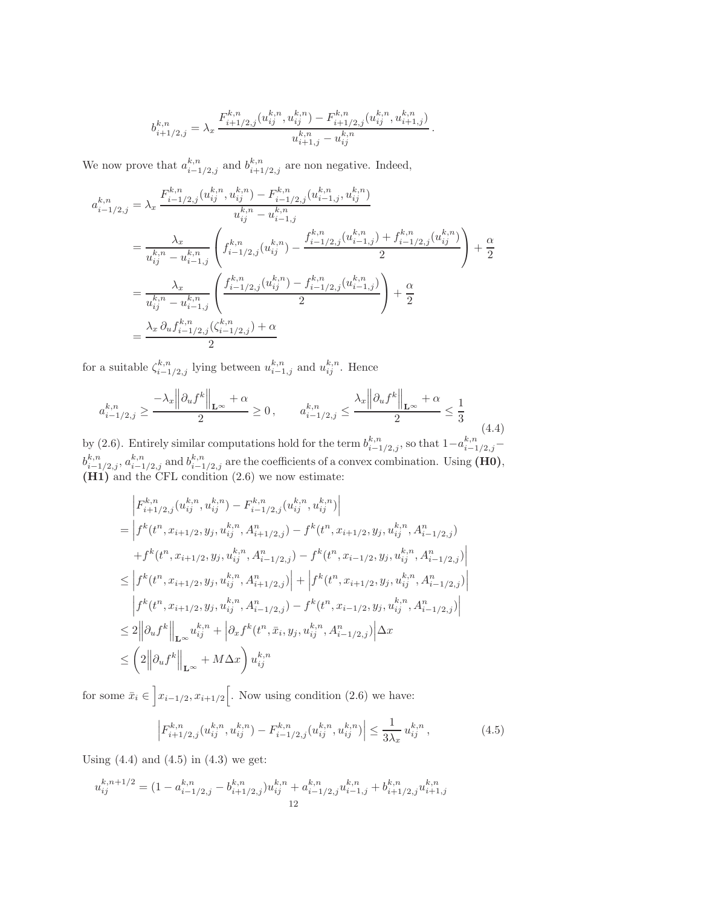$$b^{k,n}_{i+1/2,j} = \lambda_x \, \frac{F^{k,n}_{i+1/2,j}(u^{k,n}_{ij}, u^{k,n}_{ij}) - F^{k,n}_{i+1/2,j}(u^{k,n}_{ij}, u^{k,n}_{i+1,j})}{u^{k,n}_{i+1,j} - u^{k,n}_{ij}} \, .$$

We now prove that $a^{k,n}_{i-1/2,j}$ and $b^{k,n}_{i+1/2,j}$ are non negative. Indeed,

$$\begin{aligned}
a^{k,n}_{i-1/2,j} &= \lambda_x \, \frac{F^{k,n}_{i-1/2,j}(u^{k,n}_{ij}, u^{k,n}_{ij}) - F^{k,n}_{i-1/2,j}(u^{k,n}_{i-1,j}, u^{k,n}_{ij})}{u^{k,n}_{ij} - u^{k,n}_{i-1,j}} \\
&= \frac{\lambda_x}{u^{k,n}_{ij} - u^{k,n}_{i-1,j}} \left( f^{k,n}_{i-1/2,j}(u^{k,n}_{ij}) - \frac{f^{k,n}_{i-1/2,j}(u^{k,n}_{i-1,j}) + f^{k,n}_{i-1/2,j}(u^{k,n}_{ij})}{2} \right) + \frac{\alpha}{2} \\
&= \frac{\lambda_x}{u^{k,n}_{ij} - u^{k,n}_{i-1,j}} \left( \frac{f^{k,n}_{i-1/2,j}(u^{k,n}_{ij}) - f^{k,n}_{i-1/2,j}(u^{k,n}_{i-1,j})}{2} \right) + \frac{\alpha}{2} \\
&= \frac{\lambda_x \, \partial_u f^{k,n}_{i-1/2,j}(\zeta^{k,n}_{i-1/2,j}) + \alpha}{2}
\end{aligned}$$

for a suitable $\zeta^{k,n}_{i-1/2,j}$ lying between $u^{k,n}_{i-1,j}$ and $u^{k,n}_{ij}$. Hence

$$a^{k,n}_{i-1/2,j} \geq \frac{-\lambda_x \left\| \partial_u f^k \right\|_{\mathbf{L}^\infty} + \alpha}{2} \geq 0 \, , \qquad a^{k,n}_{i-1/2,j} \leq \frac{\lambda_x \left\| \partial_u f^k \right\|_{\mathbf{L}^\infty} + \alpha}{2} \leq \frac{1}{3} \tag{4.4}$$

by (2.6). Entirely similar computations hold for the term $b^{k,n}_{i-1/2,j}$, so that $1 - a^{k,n}_{i-1/2,j} - b^{k,n}_{i-1/2,j}$, $a^{k,n}_{i-1/2,j}$ and $b^{k,n}_{i-1/2,j}$ are the coefficients of a convex combination. Using **(H0)**, **(H1)** and the CFL condition (2.6) we now estimate:

$$\begin{aligned}
& \left| F^{k,n}_{i+1/2,j}(u^{k,n}_{ij}, u^{k,n}_{ij}) - F^{k,n}_{i-1/2,j}(u^{k,n}_{ij}, u^{k,n}_{ij}) \right| \\
= & \left| f^k(t^n, x_{i+1/2}, y_j, u^{k,n}_{ij}, A^n_{i+1/2,j}) - f^k(t^n, x_{i+1/2}, y_j, u^{k,n}_{ij}, A^n_{i-1/2,j}) \right. \\
& \left. + f^k(t^n, x_{i+1/2}, y_j, u^{k,n}_{ij}, A^n_{i-1/2,j}) - f^k(t^n, x_{i-1/2}, y_j, u^{k,n}_{ij}, A^n_{i-1/2,j}) \right| \\
\leq & \left| f^k(t^n, x_{i+1/2}, y_j, u^{k,n}_{ij}, A^n_{i+1/2,j}) \right| + \left| f^k(t^n, x_{i+1/2}, y_j, u^{k,n}_{ij}, A^n_{i-1/2,j}) \right| \\
& \left| f^k(t^n, x_{i+1/2}, y_j, u^{k,n}_{ij}, A^n_{i-1/2,j}) - f^k(t^n, x_{i-1/2}, y_j, u^{k,n}_{ij}, A^n_{i-1/2,j}) \right| \\
\leq & \, 2 \left\| \partial_u f^k \right\|_{\mathbf{L}^\infty} u^{k,n}_{ij} + \left| \partial_x f^k(t^n, \bar{x}_i, y_j, u^{k,n}_{ij}, A^n_{i-1/2,j}) \right| \Delta x \\
\leq & \left( 2 \left\| \partial_u f^k \right\|_{\mathbf{L}^\infty} + M \Delta x \right) u^{k,n}_{ij}
\end{aligned}$$

for some $\bar{x}_i \in \left] x_{i-1/2}, x_{i+1/2} \right[$. Now using condition (2.6) we have:

$$\left| F^{k,n}_{i+1/2,j}(u^{k,n}_{ij}, u^{k,n}_{ij}) - F^{k,n}_{i-1/2,j}(u^{k,n}_{ij}, u^{k,n}_{ij}) \right| \leq \frac{1}{3\lambda_x} \, u^{k,n}_{ij} \, , \tag{4.5}$$

Using (4.4) and (4.5) in (4.3) we get:

$$u^{k,n+1/2}_{ij} = (1 - a^{k,n}_{i-1/2,j} - b^{k,n}_{i+1/2,j}) u^{k,n}_{ij} + a^{k,n}_{i-1/2,j} u^{k,n}_{i-1,j} + b^{k,n}_{i+1/2,j} u^{k,n}_{i+1,j}$$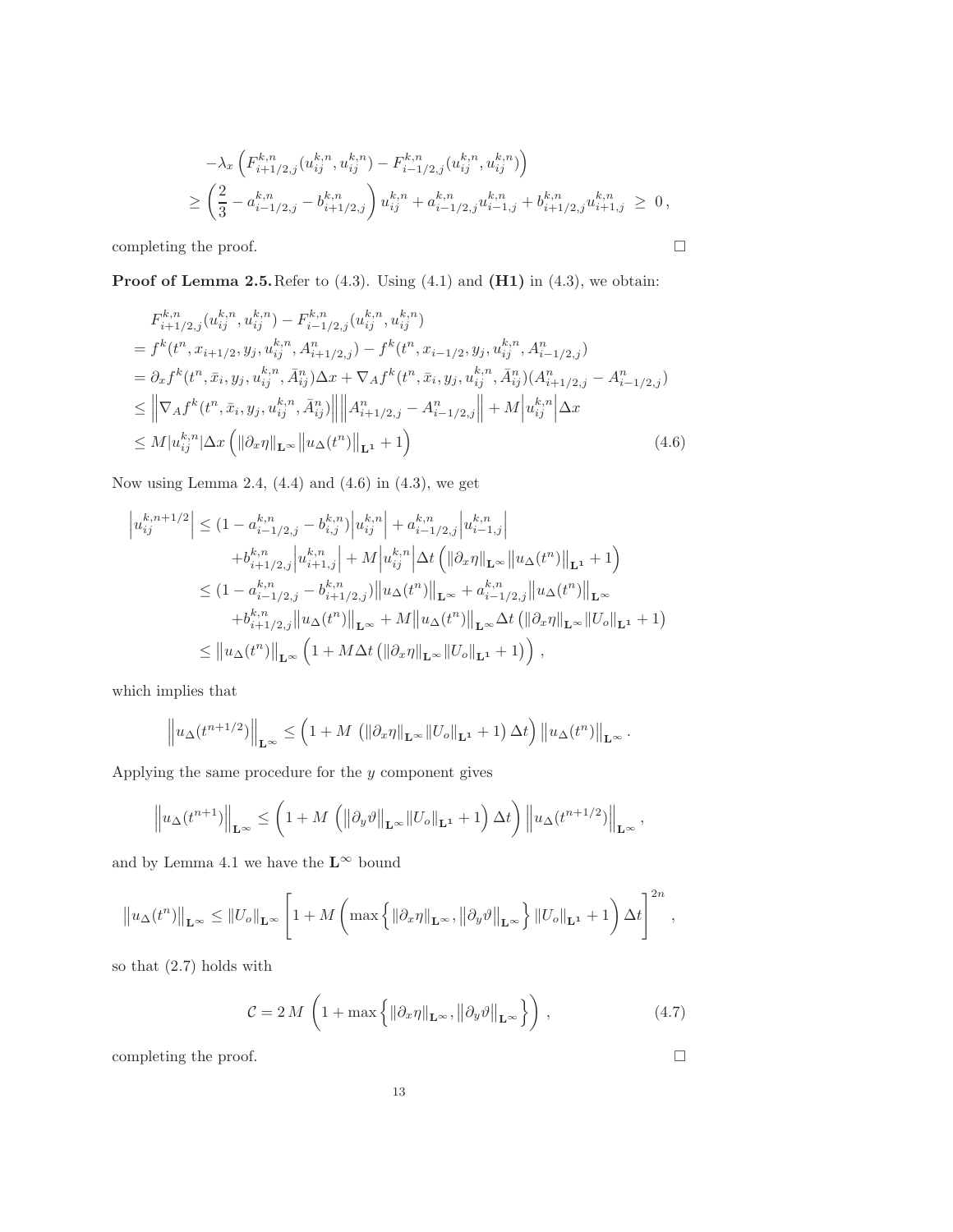$$
\begin{aligned}
&-\lambda_x \left( F^{k,n}_{i+1/2,j}(u^{k,n}_{ij}, u^{k,n}_{ij}) - F^{k,n}_{i-1/2,j}(u^{k,n}_{ij}, u^{k,n}_{ij}) \right) \\
&\geq \left( \frac{2}{3} - a^{k,n}_{i-1/2,j} - b^{k,n}_{i+1/2,j} \right) u^{k,n}_{ij} + a^{k,n}_{i-1/2,j} u^{k,n}_{i-1,j} + b^{k,n}_{i+1/2,j} u^{k,n}_{i+1,j} \ \geq \ 0 \,,
\end{aligned}
$$

completing the proof. □

**Proof of Lemma 2.5.** Refer to (4.3). Using (4.1) and **(H1)** in (4.3), we obtain:

$$
\begin{aligned}
& F^{k,n}_{i+1/2,j}(u^{k,n}_{ij}, u^{k,n}_{ij}) - F^{k,n}_{i-1/2,j}(u^{k,n}_{ij}, u^{k,n}_{ij}) \\
&= f^k(t^n, x_{i+1/2}, y_j, u^{k,n}_{ij}, A^n_{i+1/2,j}) - f^k(t^n, x_{i-1/2}, y_j, u^{k,n}_{ij}, A^n_{i-1/2,j}) \\
&= \partial_x f^k(t^n, \bar{x}_i, y_j, u^{k,n}_{ij}, \bar{A}^n_{ij}) \Delta x + \nabla_A f^k(t^n, \bar{x}_i, y_j, u^{k,n}_{ij}, \bar{A}^n_{ij})(A^n_{i+1/2,j} - A^n_{i-1/2,j}) \\
&\leq \left\| \nabla_A f^k(t^n, \bar{x}_i, y_j, u^{k,n}_{ij}, \bar{A}^n_{ij}) \right\| \left\| A^n_{i+1/2,j} - A^n_{i-1/2,j} \right\| + M \left| u^{k,n}_{ij} \right| \Delta x \\
&\leq M |u^{k,n}_{ij}| \Delta x \left( \left\| \partial_x \eta \right\|_{\mathbf{L}^\infty} \left\| u_\Delta(t^n) \right\|_{\mathbf{L}^1} + 1 \right) 
\end{aligned} \tag{4.6}
$$

Now using Lemma 2.4, (4.4) and (4.6) in (4.3), we get

$$
\begin{aligned}
\left| u^{k,n+1/2}_{ij} \right| &\leq (1 - a^{k,n}_{i-1/2,j} - b^{k,n}_{i,j}) \left| u^{k,n}_{ij} \right| + a^{k,n}_{i-1/2,j} \left| u^{k,n}_{i-1,j} \right| \\
&\quad + b^{k,n}_{i+1/2,j} \left| u^{k,n}_{i+1,j} \right| + M \left| u^{k,n}_{ij} \right| \Delta t \left( \left\| \partial_x \eta \right\|_{\mathbf{L}^\infty} \left\| u_\Delta(t^n) \right\|_{\mathbf{L}^1} + 1 \right) \\
&\leq (1 - a^{k,n}_{i-1/2,j} - b^{k,n}_{i+1/2,j}) \left\| u_\Delta(t^n) \right\|_{\mathbf{L}^\infty} + a^{k,n}_{i-1/2,j} \left\| u_\Delta(t^n) \right\|_{\mathbf{L}^\infty} \\
&\quad + b^{k,n}_{i+1/2,j} \left\| u_\Delta(t^n) \right\|_{\mathbf{L}^\infty} + M \left\| u_\Delta(t^n) \right\|_{\mathbf{L}^\infty} \Delta t \left( \left\| \partial_x \eta \right\|_{\mathbf{L}^\infty} \left\| U_o \right\|_{\mathbf{L}^1} + 1 \right) \\
&\leq \left\| u_\Delta(t^n) \right\|_{\mathbf{L}^\infty} \left( 1 + M \Delta t \left( \left\| \partial_x \eta \right\|_{\mathbf{L}^\infty} \left\| U_o \right\|_{\mathbf{L}^1} + 1 \right) \right) \,,
\end{aligned}
$$

which implies that

$$
\left\| u_\Delta(t^{n+1/2}) \right\|_{\mathbf{L}^\infty} \leq \left( 1 + M \, \left( \left\| \partial_x \eta \right\|_{\mathbf{L}^\infty} \left\| U_o \right\|_{\mathbf{L}^1} + 1 \right) \Delta t \right) \left\| u_\Delta(t^n) \right\|_{\mathbf{L}^\infty} .
$$

Applying the same procedure for the $y$ component gives

$$
\left\| u_\Delta(t^{n+1}) \right\|_{\mathbf{L}^\infty} \leq \left( 1 + M \, \left( \left\| \partial_y \vartheta \right\|_{\mathbf{L}^\infty} \left\| U_o \right\|_{\mathbf{L}^1} + 1 \right) \Delta t \right) \left\| u_\Delta(t^{n+1/2}) \right\|_{\mathbf{L}^\infty} ,
$$

and by Lemma 4.1 we have the $\mathbf{L}^\infty$ bound

$$
\left\| u_\Delta(t^n) \right\|_{\mathbf{L}^\infty} \leq \left\| U_o \right\|_{\mathbf{L}^\infty} \left[ 1 + M \left( \max\left\{ \left\| \partial_x \eta \right\|_{\mathbf{L}^\infty}, \left\| \partial_y \vartheta \right\|_{\mathbf{L}^\infty} \right\} \left\| U_o \right\|_{\mathbf{L}^1} + 1 \right) \Delta t \right]^{2n} ,
$$

so that (2.7) holds with

$$
\mathcal{C} = 2 \, M \, \left( 1 + \max\left\{ \left\| \partial_x \eta \right\|_{\mathbf{L}^\infty}, \left\| \partial_y \vartheta \right\|_{\mathbf{L}^\infty} \right\} \right) , \tag{4.7}
$$

completing the proof. □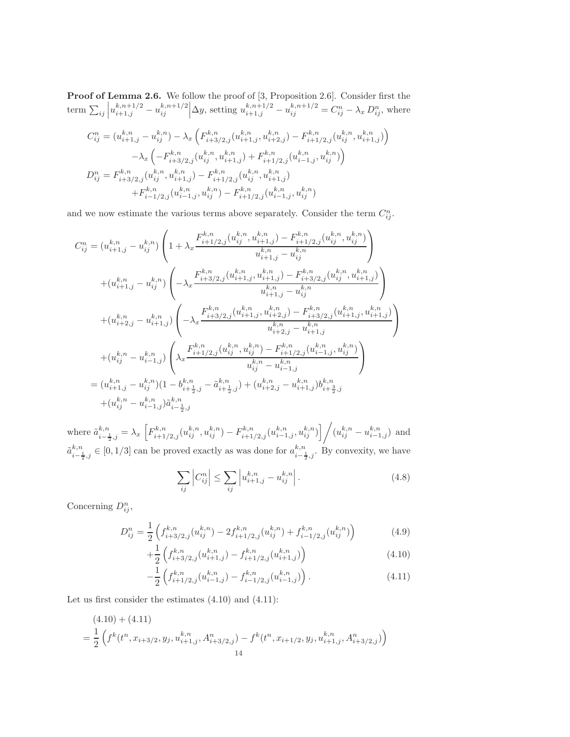**Proof of Lemma 2.6.** We follow the proof of [3, Proposition 2.6]. Consider first the term $\sum_{ij} \left| u^{k,n+1/2}_{i+1,j} - u^{k,n+1/2}_{ij} \right| \Delta y$, setting $u^{k,n+1/2}_{i+1,j} - u^{k,n+1/2}_{ij} = C^n_{ij} - \lambda_x D^n_{ij}$, where

$$
\begin{aligned}
C^n_{ij} &= (u^{k,n}_{i+1,j} - u^{k,n}_{ij}) - \lambda_x \left( F^{k,n}_{i+3/2,j}(u^{k,n}_{i+1,j}, u^{k,n}_{i+2,j}) - F^{k,n}_{i+1/2,j}(u^{k,n}_{ij}, u^{k,n}_{i+1,j}) \right) \\
&\quad - \lambda_x \left( -F^{k,n}_{i+3/2,j}(u^{k,n}_{ij}, u^{k,n}_{i+1,j}) + F^{k,n}_{i+1/2,j}(u^{k,n}_{i-1,j}, u^{k,n}_{ij}) \right) \\
D^n_{ij} &= F^{k,n}_{i+3/2,j}(u^{k,n}_{ij}, u^{k,n}_{i+1,j}) - F^{k,n}_{i+1/2,j}(u^{k,n}_{ij}, u^{k,n}_{i+1,j}) \\
&\quad + F^{k,n}_{i-1/2,j}(u^{k,n}_{i-1,j}, u^{k,n}_{ij}) - F^{k,n}_{i+1/2,j}(u^{k,n}_{i-1,j}, u^{k,n}_{ij})
\end{aligned}
$$

and we now estimate the various terms above separately. Consider the term $C^n_{ij}$.

$$
\begin{aligned}
C^n_{ij} &= (u^{k,n}_{i+1,j} - u^{k,n}_{ij}) \left( 1 + \lambda_x \frac{F^{k,n}_{i+1/2,j}(u^{k,n}_{ij}, u^{k,n}_{i+1,j}) - F^{k,n}_{i+1/2,j}(u^{k,n}_{ij}, u^{k,n}_{ij})}{u^{k,n}_{i+1,j} - u^{k,n}_{ij}} \right) \\
&\quad + (u^{k,n}_{i+1,j} - u^{k,n}_{ij}) \left( -\lambda_x \frac{F^{k,n}_{i+3/2,j}(u^{k,n}_{i+1,j}, u^{k,n}_{i+1,j}) - F^{k,n}_{i+3/2,j}(u^{k,n}_{ij}, u^{k,n}_{i+1,j})}{u^{k,n}_{i+1,j} - u^{k,n}_{ij}} \right) \\
&\quad + (u^{k,n}_{i+2,j} - u^{k,n}_{i+1,j}) \left( -\lambda_x \frac{F^{k,n}_{i+3/2,j}(u^{k,n}_{i+1,j}, u^{k,n}_{i+2,j}) - F^{k,n}_{i+3/2,j}(u^{k,n}_{i+1,j}, u^{k,n}_{i+1,j})}{u^{k,n}_{i+2,j} - u^{k,n}_{i+1,j}} \right) \\
&\quad + (u^{k,n}_{ij} - u^{k,n}_{i-1,j}) \left( \lambda_x \frac{F^{k,n}_{i+1/2,j}(u^{k,n}_{ij}, u^{k,n}_{ij}) - F^{k,n}_{i+1/2,j}(u^{k,n}_{i-1,j}, u^{k,n}_{ij})}{u^{k,n}_{ij} - u^{k,n}_{i-1,j}} \right) \\
&= (u^{k,n}_{i+1,j} - u^{k,n}_{ij})(1 - b^{k,n}_{i+\frac{1}{2},j} - \tilde{a}^{k,n}_{i+\frac{1}{2},j}) + (u^{k,n}_{i+2,j} - u^{k,n}_{i+1,j}) b^{k,n}_{i+\frac{3}{2},j} \\
&\quad + (u^{k,n}_{ij} - u^{k,n}_{i-1,j}) \tilde{a}^{k,n}_{i-\frac{1}{2},j}
\end{aligned}
$$

where $\tilde{a}^{k,n}_{i-\frac{1}{2},j} = \lambda_x \left[ F^{k,n}_{i+1/2,j}(u^{k,n}_{ij}, u^{k,n}_{ij}) - F^{k,n}_{i+1/2,j}(u^{k,n}_{i-1,j}, u^{k,n}_{ij}) \right] \Big/ (u^{k,n}_{ij} - u^{k,n}_{i-1,j})$ and $\tilde{a}^{k,n}_{i-\frac{1}{2},j} \in [0, 1/3]$ can be proved exactly as was done for $a^{k,n}_{i-\frac{1}{2},j}$. By convexity, we have

$$
\sum_{ij} \left| C^n_{ij} \right| \leq \sum_{ij} \left| u^{k,n}_{i+1,j} - u^{k,n}_{ij} \right|. \tag{4.8}
$$

Concerning $D^n_{ij}$,

$$
\begin{aligned}
D^n_{ij} &= \frac{1}{2} \left( f^{k,n}_{i+3/2,j}(u^{k,n}_{ij}) - 2 f^{k,n}_{i+1/2,j}(u^{k,n}_{ij}) + f^{k,n}_{i-1/2,j}(u^{k,n}_{ij}) \right) && (4.9) \\
&\quad + \frac{1}{2} \left( f^{k,n}_{i+3/2,j}(u^{k,n}_{i+1,j}) - f^{k,n}_{i+1/2,j}(u^{k,n}_{i+1,j}) \right) && (4.10) \\
&\quad - \frac{1}{2} \left( f^{k,n}_{i+1/2,j}(u^{k,n}_{i-1,j}) - f^{k,n}_{i-1/2,j}(u^{k,n}_{i-1,j}) \right). && (4.11)
\end{aligned}
$$

Let us first consider the estimates (4.10) and (4.11):

$$
\begin{aligned}
&(4.10) + (4.11) \\
&= \frac{1}{2} \left( f^k(t^n, x_{i+3/2}, y_j, u^{k,n}_{i+1,j}, A^n_{i+3/2,j}) - f^k(t^n, x_{i+1/2}, y_j, u^{k,n}_{i+1,j}, A^n_{i+3/2,j}) \right)
\end{aligned}
$$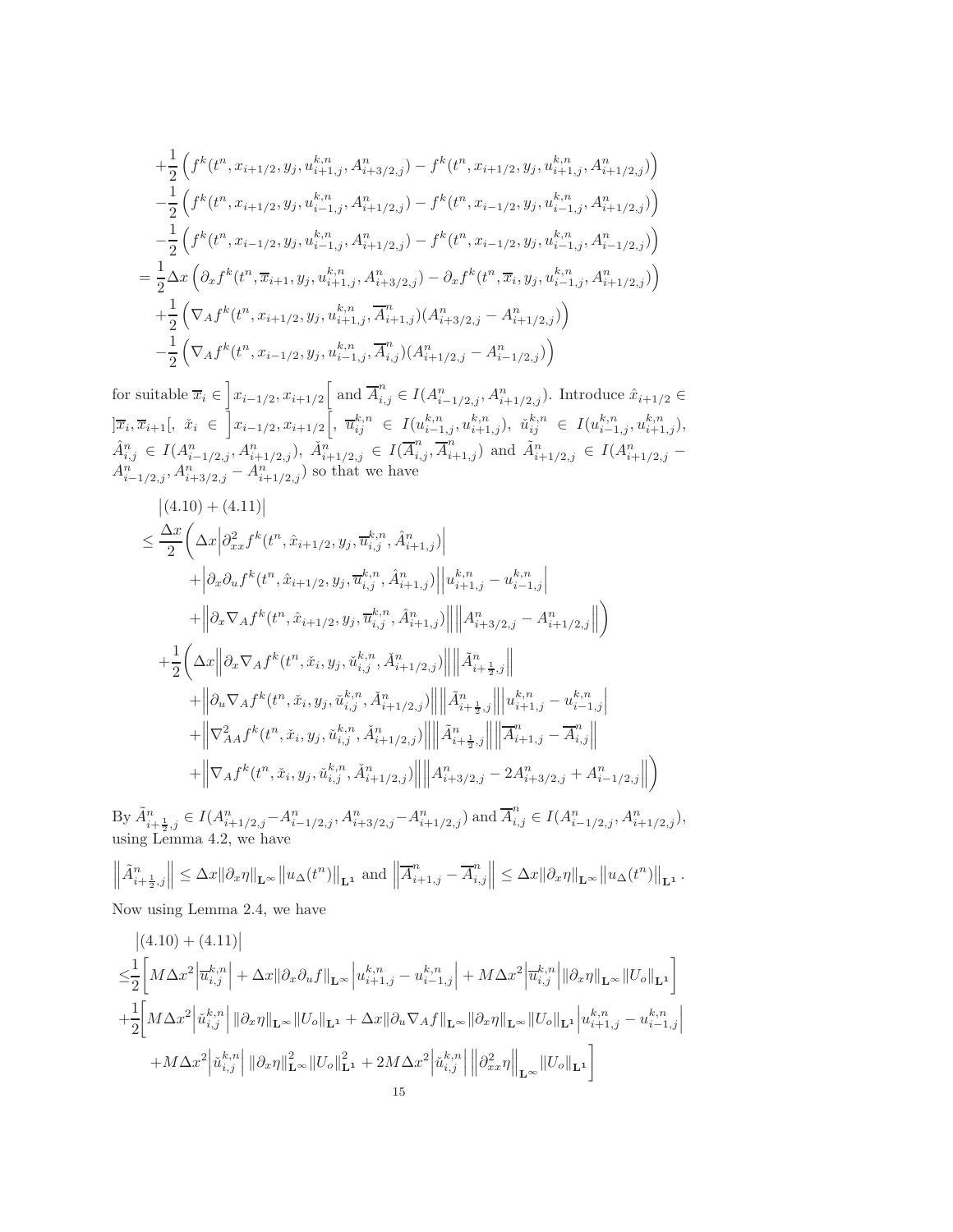$$
\begin{aligned}
&+\frac{1}{2}\left(f^k(t^n,x_{i+1/2},y_j,u^{k,n}_{i+1,j},A^n_{i+3/2,j})-f^k(t^n,x_{i+1/2},y_j,u^{k,n}_{i+1,j},A^n_{i+1/2,j})\right)\\
&-\frac{1}{2}\left(f^k(t^n,x_{i+1/2},y_j,u^{k,n}_{i-1,j},A^n_{i+1/2,j})-f^k(t^n,x_{i-1/2},y_j,u^{k,n}_{i-1,j},A^n_{i+1/2,j})\right)\\
&-\frac{1}{2}\left(f^k(t^n,x_{i-1/2},y_j,u^{k,n}_{i-1,j},A^n_{i+1/2,j})-f^k(t^n,x_{i-1/2},y_j,u^{k,n}_{i-1,j},A^n_{i-1/2,j})\right)\\
=&\frac{1}{2}\Delta x\left(\partial_x f^k(t^n,\overline{x}_{i+1},y_j,u^{k,n}_{i+1,j},A^n_{i+3/2,j})-\partial_x f^k(t^n,\overline{x}_{i},y_j,u^{k,n}_{i-1,j},A^n_{i+1/2,j})\right)\\
&+\frac{1}{2}\left(\nabla_A f^k(t^n,x_{i+1/2},y_j,u^{k,n}_{i+1,j},\overline{A}^n_{i+1,j})(A^n_{i+3/2,j}-A^n_{i+1/2,j})\right)\\
&-\frac{1}{2}\left(\nabla_A f^k(t^n,x_{i-1/2},y_j,u^{k,n}_{i-1,j},\overline{A}^n_{i,j})(A^n_{i+1/2,j}-A^n_{i-1/2,j})\right)
\end{aligned}
$$

for suitable $\overline{x}_i \in \left]x_{i-1/2},x_{i+1/2}\right[$ and $\overline{A}^n_{i,j}\in I(A^n_{i-1/2,j},A^n_{i+1/2,j})$. Introduce $\hat{x}_{i+1/2}\in \left]\overline{x}_i,\overline{x}_{i+1}\right[$, $\check{x}_i\in \left]x_{i-1/2},x_{i+1/2}\right[$, $\overline{u}^{k,n}_{ij}\in I(u^{k,n}_{i-1,j},u^{k,n}_{i+1,j})$, $\check{u}^{k,n}_{ij}\in I(u^{k,n}_{i-1,j},u^{k,n}_{i+1,j})$, $\hat{A}^n_{i,j}\in I(A^n_{i-1/2,j},A^n_{i+1/2,j})$, $\check{A}^n_{i+1/2,j}\in I(\overline{A}^n_{i,j},\overline{A}^n_{i+1,j})$ and $\tilde{A}^n_{i+1/2,j}\in I(A^n_{i+1/2,j}-A^n_{i-1/2,j},A^n_{i+3/2,j}-A^n_{i+1/2,j})$ so that we have

$$
\begin{aligned}
&\left|(4.10)+(4.11)\right|\\
\le&\frac{\Delta x}{2}\Bigg(\Delta x\left|\partial^2_{xx}f^k(t^n,\hat{x}_{i+1/2},y_j,\overline{u}^{k,n}_{i,j},\hat{A}^n_{i+1,j})\right|\\
&\quad+\left|\partial_x\partial_u f^k(t^n,\hat{x}_{i+1/2},y_j,\overline{u}^{k,n}_{i,j},\hat{A}^n_{i+1,j})\right|\left|u^{k,n}_{i+1,j}-u^{k,n}_{i-1,j}\right|\\
&\quad+\left\|\partial_x\nabla_A f^k(t^n,\hat{x}_{i+1/2},y_j,\overline{u}^{k,n}_{i,j},\hat{A}^n_{i+1,j})\right\|\left\|A^n_{i+3/2,j}-A^n_{i+1/2,j}\right\|\Bigg)\\
&+\frac{1}{2}\Bigg(\Delta x\left\|\partial_x\nabla_A f^k(t^n,\check{x}_i,y_j,\check{u}^{k,n}_{i,j},\check{A}^n_{i+1/2,j})\right\|\left\|\tilde{A}^n_{i+\frac{1}{2},j}\right\|\\
&\quad+\left\|\partial_u\nabla_A f^k(t^n,\check{x}_i,y_j,\check{u}^{k,n}_{i,j},\check{A}^n_{i+1/2,j})\right\|\left\|\tilde{A}^n_{i+\frac{1}{2},j}\right\|\left|u^{k,n}_{i+1,j}-u^{k,n}_{i-1,j}\right|\\
&\quad+\left\|\nabla^2_{AA}f^k(t^n,\check{x}_i,y_j,\check{u}^{k,n}_{i,j},\check{A}^n_{i+1/2,j})\right\|\left\|\tilde{A}^n_{i+\frac{1}{2},j}\right\|\left\|\overline{A}^n_{i+1,j}-\overline{A}^n_{i,j}\right\|\\
&\quad+\left\|\nabla_A f^k(t^n,\check{x}_i,y_j,\check{u}^{k,n}_{i,j},\check{A}^n_{i+1/2,j})\right\|\left\|A^n_{i+3/2,j}-2A^n_{i+3/2,j}+A^n_{i-1/2,j}\right\|\Bigg)
\end{aligned}
$$

By $\tilde{A}^n_{i+\frac{1}{2},j}\in I(A^n_{i+1/2,j}-A^n_{i-1/2,j},A^n_{i+3/2,j}-A^n_{i+1/2,j})$ and $\overline{A}^n_{i,j}\in I(A^n_{i-1/2,j},A^n_{i+1/2,j})$, using Lemma 4.2, we have

$$
\left\|\tilde{A}^n_{i+\frac{1}{2},j}\right\|\le \Delta x\|\partial_x\eta\|_{\mathbf{L}^\infty}\left\|u_\Delta(t^n)\right\|_{\mathbf{L}^1}\text{ and }\left\|\overline{A}^n_{i+1,j}-\overline{A}^n_{i,j}\right\|\le \Delta x\|\partial_x\eta\|_{\mathbf{L}^\infty}\left\|u_\Delta(t^n)\right\|_{\mathbf{L}^1}.
$$

Now using Lemma 2.4, we have

$$
\begin{aligned}
&\left|(4.10)+(4.11)\right|\\
\le&\frac{1}{2}\Bigg[M\Delta x^2\left|\overline{u}^{k,n}_{i,j}\right|+\Delta x\|\partial_x\partial_u f\|_{\mathbf{L}^\infty}\left|u^{k,n}_{i+1,j}-u^{k,n}_{i-1,j}\right|+M\Delta x^2\left|\overline{u}^{k,n}_{i,j}\right|\|\partial_x\eta\|_{\mathbf{L}^\infty}\|U_o\|_{\mathbf{L}^1}\Bigg]\\
&+\frac{1}{2}\Bigg[M\Delta x^2\left|\check{u}^{k,n}_{i,j}\right|\|\partial_x\eta\|_{\mathbf{L}^\infty}\|U_o\|_{\mathbf{L}^1}+\Delta x\|\partial_u\nabla_A f\|_{\mathbf{L}^\infty}\|\partial_x\eta\|_{\mathbf{L}^\infty}\|U_o\|_{\mathbf{L}^1}\left|u^{k,n}_{i+1,j}-u^{k,n}_{i-1,j}\right|\\
&\quad+M\Delta x^2\left|\check{u}^{k,n}_{i,j}\right|\|\partial_x\eta\|^2_{\mathbf{L}^\infty}\|U_o\|^2_{\mathbf{L}^1}+2M\Delta x^2\left|\check{u}^{k,n}_{i,j}\right|\left\|\partial^2_{xx}\eta\right\|_{\mathbf{L}^\infty}\|U_o\|_{\mathbf{L}^1}\Bigg]
\end{aligned}
$$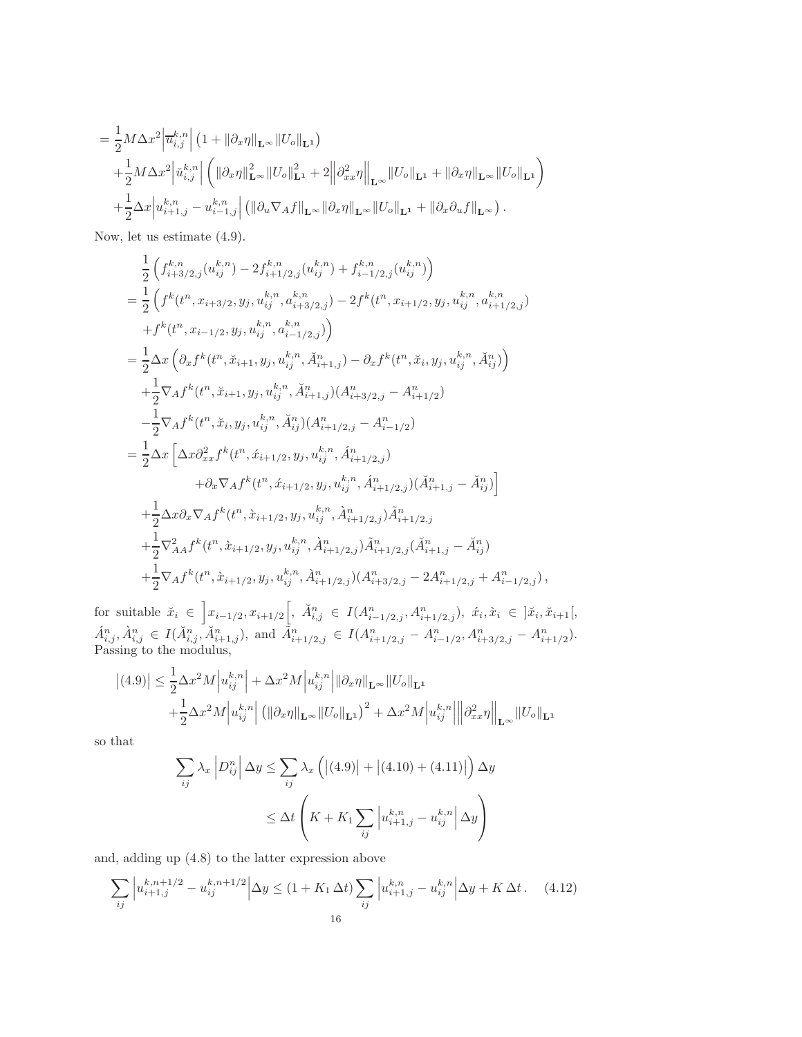$$
\begin{aligned}
&= \frac{1}{2} M \Delta x^2 \left| \overline{u}_{i,j}^{k,n} \right| \left(1 + \|\partial_x \eta\|_{\mathbf{L}^\infty} \|U_o\|_{\mathbf{L}^1}\right) \\
&\quad + \frac{1}{2} M \Delta x^2 \left| \check{u}_{i,j}^{k,n} \right| \left( \|\partial_x \eta\|_{\mathbf{L}^\infty}^2 \|U_o\|_{\mathbf{L}^1}^2 + 2 \left\| \partial_{xx}^2 \eta \right\|_{\mathbf{L}^\infty} \|U_o\|_{\mathbf{L}^1} + \|\partial_x \eta\|_{\mathbf{L}^\infty} \|U_o\|_{\mathbf{L}^1} \right) \\
&\quad + \frac{1}{2} \Delta x \left| u_{i+1,j}^{k,n} - u_{i-1,j}^{k,n} \right| \left( \|\partial_u \nabla_A f\|_{\mathbf{L}^\infty} \|\partial_x \eta\|_{\mathbf{L}^\infty} \|U_o\|_{\mathbf{L}^1} + \|\partial_x \partial_u f\|_{\mathbf{L}^\infty} \right).
\end{aligned}
$$

Now, let us estimate (4.9).

$$
\begin{aligned}
&\frac{1}{2} \left( f_{i+3/2,j}^{k,n}(u_{ij}^{k,n}) - 2 f_{i+1/2,j}^{k,n}(u_{ij}^{k,n}) + f_{i-1/2,j}^{k,n}(u_{ij}^{k,n}) \right) \\
&= \frac{1}{2} \Big( f^k(t^n, x_{i+3/2}, y_j, u_{ij}^{k,n}, a_{i+3/2,j}^{k,n}) - 2 f^k(t^n, x_{i+1/2}, y_j, u_{ij}^{k,n}, a_{i+1/2,j}^{k,n}) \\
&\quad + f^k(t^n, x_{i-1/2}, y_j, u_{ij}^{k,n}, a_{i-1/2,j}^{k,n}) \Big) \\
&= \frac{1}{2} \Delta x \left( \partial_x f^k(t^n, \breve{x}_{i+1}, y_j, u_{ij}^{k,n}, \breve{A}_{i+1,j}^n) - \partial_x f^k(t^n, \breve{x}_i, y_j, u_{ij}^{k,n}, \breve{A}_{ij}^n) \right) \\
&\quad + \frac{1}{2} \nabla_A f^k(t^n, \breve{x}_{i+1}, y_j, u_{ij}^{k,n}, \breve{A}_{i+1,j}^n)(A_{i+3/2,j}^n - A_{i+1/2}^n) \\
&\quad - \frac{1}{2} \nabla_A f^k(t^n, \breve{x}_i, y_j, u_{ij}^{k,n}, \breve{A}_{ij}^n)(A_{i+1/2,j}^n - A_{i-1/2}^n) \\
&= \frac{1}{2} \Delta x \Big[ \Delta x \partial_{xx}^2 f^k(t^n, \acute{x}_{i+1/2}, y_j, u_{ij}^{k,n}, \acute{A}_{i+1/2,j}^n) \\
&\qquad + \partial_x \nabla_A f^k(t^n, \acute{x}_{i+1/2}, y_j, u_{ij}^{k,n}, \acute{A}_{i+1/2,j}^n)(\breve{A}_{i+1,j}^n - \breve{A}_{ij}^n) \Big] \\
&\quad + \frac{1}{2} \Delta x \partial_x \nabla_A f^k(t^n, \grave{x}_{i+1/2}, y_j, u_{ij}^{k,n}, \grave{A}_{i+1/2,j}^n) \tilde{A}_{i+1/2,j}^n \\
&\quad + \frac{1}{2} \nabla_{AA}^2 f^k(t^n, \grave{x}_{i+1/2}, y_j, u_{ij}^{k,n}, \grave{A}_{i+1/2,j}^n) \tilde{A}_{i+1/2,j}^n (\breve{A}_{i+1,j}^n - \breve{A}_{ij}^n) \\
&\quad + \frac{1}{2} \nabla_A f^k(t^n, \grave{x}_{i+1/2}, y_j, u_{ij}^{k,n}, \grave{A}_{i+1/2,j}^n)(A_{i+3/2,j}^n - 2A_{i+1/2,j}^n + A_{i-1/2,j}^n),
\end{aligned}
$$

for suitable $\breve{x}_i \in \left]x_{i-1/2}, x_{i+1/2}\right[$, $\breve{A}_{i,j}^n \in I(A_{i-1/2,j}^n, A_{i+1/2,j}^n)$, $\acute{x}_i, \grave{x}_i \in \left]\breve{x}_i, \breve{x}_{i+1}\right[$, $\acute{A}_{i,j}^n, \grave{A}_{i,j}^n \in I(\breve{A}_{i,j}^n, \breve{A}_{i+1,j}^n)$, and $\tilde{A}_{i+1/2,j}^n \in I(A_{i+1/2,j}^n - A_{i-1/2}^n, A_{i+3/2,j}^n - A_{i+1/2}^n)$. Passing to the modulus,

$$
\begin{aligned}
\left|(4.9)\right| &\le \frac{1}{2} \Delta x^2 M \left| u_{ij}^{k,n} \right| + \Delta x^2 M \left| u_{ij}^{k,n} \right| \|\partial_x \eta\|_{\mathbf{L}^\infty} \|U_o\|_{\mathbf{L}^1} \\
&\quad + \frac{1}{2} \Delta x^2 M \left| u_{ij}^{k,n} \right| \left( \|\partial_x \eta\|_{\mathbf{L}^\infty} \|U_o\|_{\mathbf{L}^1} \right)^2 + \Delta x^2 M \left| u_{ij}^{k,n} \right| \left\| \partial_{xx}^2 \eta \right\|_{\mathbf{L}^\infty} \|U_o\|_{\mathbf{L}^1}
\end{aligned}
$$

so that

$$
\begin{aligned}
\sum_{ij} \lambda_x \left| D_{ij}^n \right| \Delta y &\le \sum_{ij} \lambda_x \left( \left|(4.9)\right| + \left|(4.10) + (4.11)\right| \right) \Delta y \\
&\le \Delta t \left( K + K_1 \sum_{ij} \left| u_{i+1,j}^{k,n} - u_{ij}^{k,n} \right| \Delta y \right)
\end{aligned}
$$

and, adding up (4.8) to the latter expression above

$$
\sum_{ij} \left| u_{i+1,j}^{k,n+1/2} - u_{ij}^{k,n+1/2} \right| \Delta y \le (1 + K_1 \Delta t) \sum_{ij} \left| u_{i+1,j}^{k,n} - u_{ij}^{k,n} \right| \Delta y + K \Delta t. \quad (4.12)
$$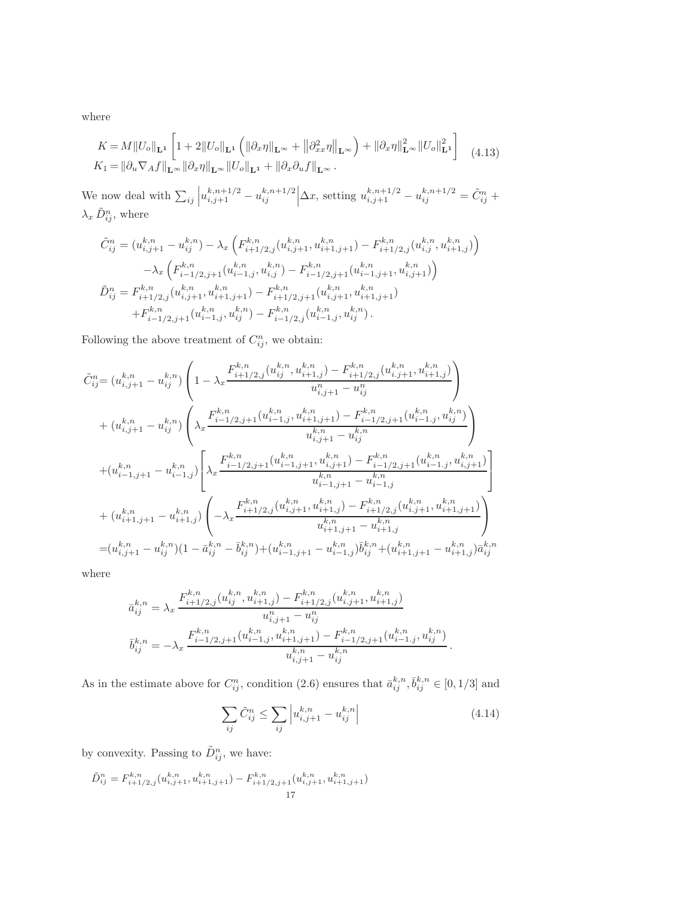where

$$
\begin{aligned}
K &= M\|U_o\|_{\mathbf{L^1}}\left[1+2\|U_o\|_{\mathbf{L^1}}\left(\|\partial_x\eta\|_{\mathbf{L^\infty}}+\left\|\partial^2_{xx}\eta\right\|_{\mathbf{L^\infty}}\right)+\|\partial_x\eta\|^2_{\mathbf{L^\infty}}\|U_o\|^2_{\mathbf{L^1}}\right] \\
K_1 &= \|\partial_u\nabla_A f\|_{\mathbf{L^\infty}}\|\partial_x\eta\|_{\mathbf{L^\infty}}\|U_o\|_{\mathbf{L^1}}+\|\partial_x\partial_u f\|_{\mathbf{L^\infty}}\,.
\end{aligned}
\tag{4.13}
$$

We now deal with $\sum_{ij}\left|u^{k,n+1/2}_{i,j+1}-u^{k,n+1/2}_{ij}\right|\Delta x$, setting $u^{k,n+1/2}_{i,j+1}-u^{k,n+1/2}_{ij}=\tilde{C}^n_{ij}+\lambda_x\,\tilde{D}^n_{ij}$, where

$$
\begin{aligned}
\tilde{C}^n_{ij} &= (u^{k,n}_{i,j+1}-u^{k,n}_{ij})-\lambda_x\left(F^{k,n}_{i+1/2,j}(u^{k,n}_{i,j+1},u^{k,n}_{i+1,j+1})-F^{k,n}_{i+1/2,j}(u^{k,n}_{i,j},u^{k,n}_{i+1,j})\right) \\
&\quad -\lambda_x\left(F^{k,n}_{i-1/2,j+1}(u^{k,n}_{i-1,j},u^{k,n}_{i,j})-F^{k,n}_{i-1/2,j+1}(u^{k,n}_{i-1,j+1},u^{k,n}_{i,j+1})\right) \\
\tilde{D}^n_{ij} &= F^{k,n}_{i+1/2,j}(u^{k,n}_{i,j+1},u^{k,n}_{i+1,j+1})-F^{k,n}_{i+1/2,j+1}(u^{k,n}_{i,j+1},u^{k,n}_{i+1,j+1}) \\
&\quad +F^{k,n}_{i-1/2,j+1}(u^{k,n}_{i-1,j},u^{k,n}_{ij})-F^{k,n}_{i-1/2,j}(u^{k,n}_{i-1,j},u^{k,n}_{ij})\,.
\end{aligned}
$$

Following the above treatment of $C^n_{ij}$, we obtain:

$$
\begin{aligned}
\tilde{C}^n_{ij} &= (u^{k,n}_{i,j+1}-u^{k,n}_{ij})\left(1-\lambda_x\frac{F^{k,n}_{i+1/2,j}(u^{k,n}_{ij},u^{k,n}_{i+1,j})-F^{k,n}_{i+1/2,j}(u^{k,n}_{i.j+1},u^{k,n}_{i+1,j})}{u^{n}_{i,j+1}-u^{n}_{ij}}\right) \\
&\quad +(u^{k,n}_{i,j+1}-u^{k,n}_{ij})\left(\lambda_x\frac{F^{k,n}_{i-1/2,j+1}(u^{k,n}_{i-1,j},u^{k,n}_{i+1,j+1})-F^{k,n}_{i-1/2,j+1}(u^{k,n}_{i-1.j},u^{k,n}_{ij})}{u^{k,n}_{i,j+1}-u^{k,n}_{ij}}\right) \\
&\quad +(u^{k,n}_{i-1,j+1}-u^{k,n}_{i-1,j})\left[\lambda_x\frac{F^{k,n}_{i-1/2,j+1}(u^{k,n}_{i-1,j+1},u^{k,n}_{i,j+1})-F^{k,n}_{i-1/2,j+1}(u^{k,n}_{i-1.j},u^{k,n}_{i,j+1})}{u^{k,n}_{i-1,j+1}-u^{k,n}_{i-1,j}}\right] \\
&\quad +(u^{k,n}_{i+1,j+1}-u^{k,n}_{i+1,j})\left(-\lambda_x\frac{F^{k,n}_{i+1/2,j}(u^{k,n}_{i,j+1},u^{k,n}_{i+1,j})-F^{k,n}_{i+1/2,j}(u^{k,n}_{i.j+1},u^{k,n}_{i+1,j+1})}{u^{k,n}_{i+1,j+1}-u^{k,n}_{i+1,j}}\right) \\
&= (u^{k,n}_{i,j+1}-u^{k,n}_{ij})(1-\bar{a}^{k,n}_{ij}-\bar{b}^{k,n}_{ij})+(u^{k,n}_{i-1,j+1}-u^{k,n}_{i-1,j})\bar{b}^{k,n}_{ij}+(u^{k,n}_{i+1,j+1}-u^{k,n}_{i+1,j})\bar{a}^{k,n}_{ij}
\end{aligned}
$$

where

$$
\begin{aligned}
\bar{a}^{k,n}_{ij} &= \lambda_x\frac{F^{k,n}_{i+1/2,j}(u^{k,n}_{ij},u^{k,n}_{i+1,j})-F^{k,n}_{i+1/2,j}(u^{k,n}_{i.j+1},u^{k,n}_{i+1,j})}{u^{n}_{i,j+1}-u^{n}_{ij}} \\
\bar{b}^{k,n}_{ij} &= -\lambda_x\frac{F^{k,n}_{i-1/2,j+1}(u^{k,n}_{i-1,j},u^{k,n}_{i+1,j+1})-F^{k,n}_{i-1/2,j+1}(u^{k,n}_{i-1.j},u^{k,n}_{ij})}{u^{k,n}_{i,j+1}-u^{k,n}_{ij}}\,.
\end{aligned}
$$

As in the estimate above for $C^n_{ij}$, condition (2.6) ensures that $\bar{a}^{k,n}_{ij},\bar{b}^{k,n}_{ij}\in[0,1/3]$ and

$$
\sum_{ij}\tilde{C}^n_{ij}\le\sum_{ij}\left|u^{k,n}_{i,j+1}-u^{k,n}_{ij}\right| \tag{4.14}
$$

by convexity. Passing to $\tilde{D}^n_{ij}$, we have:

$$
\tilde{D}^n_{ij}=F^{k,n}_{i+1/2,j}(u^{k,n}_{i,j+1},u^{k,n}_{i+1,j+1})-F^{k,n}_{i+1/2,j+1}(u^{k,n}_{i,j+1},u^{k,n}_{i+1,j+1})
$$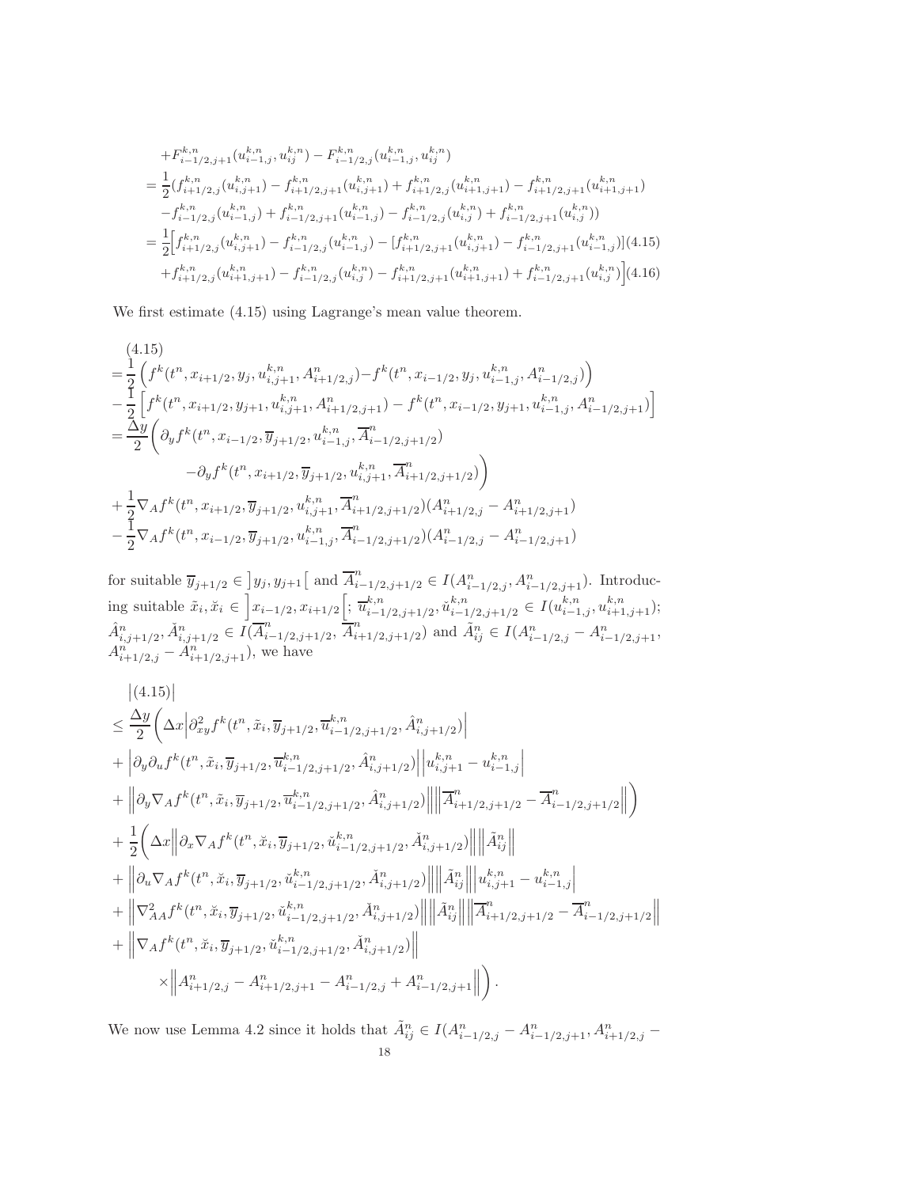$$
\begin{aligned}
&+F^{k,n}_{i-1/2,j+1}(u^{k,n}_{i-1,j},u^{k,n}_{ij}) - F^{k,n}_{i-1/2,j}(u^{k,n}_{i-1,j},u^{k,n}_{ij})\\
&= \frac{1}{2}(f^{k,n}_{i+1/2,j}(u^{k,n}_{i,j+1}) - f^{k,n}_{i+1/2,j+1}(u^{k,n}_{i,j+1}) + f^{k,n}_{i+1/2,j}(u^{k,n}_{i+1,j+1}) - f^{k,n}_{i+1/2,j+1}(u^{k,n}_{i+1,j+1})\\
&\quad - f^{k,n}_{i-1/2,j}(u^{k,n}_{i-1,j}) + f^{k,n}_{i-1/2,j+1}(u^{k,n}_{i-1,j}) - f^{k,n}_{i-1/2,j}(u^{k,n}_{i,j}) + f^{k,n}_{i-1/2,j+1}(u^{k,n}_{i,j}))\\
&= \frac{1}{2}\Big[f^{k,n}_{i+1/2,j}(u^{k,n}_{i,j+1}) - f^{k,n}_{i-1/2,j}(u^{k,n}_{i-1,j}) - [f^{k,n}_{i+1/2,j+1}(u^{k,n}_{i,j+1}) - f^{k,n}_{i-1/2,j+1}(u^{k,n}_{i-1,j})] \quad (4.15)\\
&\quad + f^{k,n}_{i+1/2,j}(u^{k,n}_{i+1,j+1}) - f^{k,n}_{i-1/2,j}(u^{k,n}_{i,j}) - f^{k,n}_{i+1/2,j+1}(u^{k,n}_{i+1,j+1}) + f^{k,n}_{i-1/2,j+1}(u^{k,n}_{i,j})\Big] \quad (4.16)
\end{aligned}
$$

We first estimate (4.15) using Lagrange's mean value theorem.

$$
\begin{aligned}
&(4.15)\\
&= \frac{1}{2}\Big(f^k(t^n, x_{i+1/2}, y_j, u^{k,n}_{i,j+1}, A^n_{i+1/2,j}) - f^k(t^n, x_{i-1/2}, y_j, u^{k,n}_{i-1,j}, A^n_{i-1/2,j})\Big)\\
&- \frac{1}{2}\Big[f^k(t^n, x_{i+1/2}, y_{j+1}, u^{k,n}_{i,j+1}, A^n_{i+1/2,j+1}) - f^k(t^n, x_{i-1/2}, y_{j+1}, u^{k,n}_{i-1,j}, A^n_{i-1/2,j+1})\Big]\\
&= \frac{\Delta y}{2}\Big(\partial_y f^k(t^n, x_{i-1/2}, \overline{y}_{j+1/2}, u^{k,n}_{i-1,j}, \overline{A}^n_{i-1/2,j+1/2})\\
&\qquad\qquad - \partial_y f^k(t^n, x_{i+1/2}, \overline{y}_{j+1/2}, u^{k,n}_{i,j+1}, \overline{A}^n_{i+1/2,j+1/2})\Big)\\
&+ \frac{1}{2}\nabla_A f^k(t^n, x_{i+1/2}, \overline{y}_{j+1/2}, u^{k,n}_{i,j+1}, \overline{A}^n_{i+1/2,j+1/2})(A^n_{i+1/2,j} - A^n_{i+1/2,j+1})\\
&- \frac{1}{2}\nabla_A f^k(t^n, x_{i-1/2}, \overline{y}_{j+1/2}, u^{k,n}_{i-1,j}, \overline{A}^n_{i-1/2,j+1/2})(A^n_{i-1/2,j} - A^n_{i-1/2,j+1})
\end{aligned}
$$

for suitable $\overline{y}_{j+1/2} \in \left]y_j, y_{j+1}\right[$ and $\overline{A}^n_{i-1/2,j+1/2} \in I(A^n_{i-1/2,j}, A^n_{i-1/2,j+1})$. Introducing suitable $\tilde{x}_i, \breve{x}_i \in \left]x_{i-1/2}, x_{i+1/2}\right[$; $\overline{u}^{k,n}_{i-1/2,j+1/2}, \breve{u}^{k,n}_{i-1/2,j+1/2} \in I(u^{k,n}_{i-1,j}, u^{k,n}_{i+1,j+1})$; $\hat{A}^n_{i,j+1/2}, \breve{A}^n_{i,j+1/2} \in I(\overline{A}^n_{i-1/2,j+1/2}, \overline{A}^n_{i+1/2,j+1/2})$ and $\tilde{A}^n_{ij} \in I(A^n_{i-1/2,j} - A^n_{i-1/2,j+1}, A^n_{i+1/2,j} - A^n_{i+1/2,j+1})$, we have

$$
\begin{aligned}
&\big|(4.15)\big|\\
&\le \frac{\Delta y}{2}\Big(\Delta x\Big|\partial^2_{xy} f^k(t^n, \tilde{x}_i, \overline{y}_{j+1/2}, \overline{u}^{k,n}_{i-1/2,j+1/2}, \hat{A}^n_{i,j+1/2})\Big|\\
&+ \Big|\partial_y\partial_u f^k(t^n, \tilde{x}_i, \overline{y}_{j+1/2}, \overline{u}^{k,n}_{i-1/2,j+1/2}, \hat{A}^n_{i,j+1/2})\Big|\Big|u^{k,n}_{i,j+1} - u^{k,n}_{i-1,j}\Big|\\
&+ \Big\|\partial_y\nabla_A f^k(t^n, \tilde{x}_i, \overline{y}_{j+1/2}, \overline{u}^{k,n}_{i-1/2,j+1/2}, \hat{A}^n_{i,j+1/2})\Big\|\Big\|\overline{A}^n_{i+1/2,j+1/2} - \overline{A}^n_{i-1/2,j+1/2}\Big\|\Big)\\
&+ \frac{1}{2}\Big(\Delta x\Big\|\partial_x\nabla_A f^k(t^n, \breve{x}_i, \overline{y}_{j+1/2}, \breve{u}^{k,n}_{i-1/2,j+1/2}, \breve{A}^n_{i,j+1/2})\Big\|\Big\|\tilde{A}^n_{ij}\Big\|\\
&+ \Big\|\partial_u\nabla_A f^k(t^n, \breve{x}_i, \overline{y}_{j+1/2}, \breve{u}^{k,n}_{i-1/2,j+1/2}, \breve{A}^n_{i,j+1/2})\Big\|\Big\|\tilde{A}^n_{ij}\Big\|\Big|u^{k,n}_{i,j+1} - u^{k,n}_{i-1,j}\Big|\\
&+ \Big\|\nabla^2_{AA} f^k(t^n, \breve{x}_i, \overline{y}_{j+1/2}, \breve{u}^{k,n}_{i-1/2,j+1/2}, \breve{A}^n_{i,j+1/2})\Big\|\Big\|\tilde{A}^n_{ij}\Big\|\Big\|\overline{A}^n_{i+1/2,j+1/2} - \overline{A}^n_{i-1/2,j+1/2}\Big\|\\
&+ \Big\|\nabla_A f^k(t^n, \breve{x}_i, \overline{y}_{j+1/2}, \breve{u}^{k,n}_{i-1/2,j+1/2}, \breve{A}^n_{i,j+1/2})\Big\|\\
&\qquad \times\Big\|A^n_{i+1/2,j} - A^n_{i+1/2,j+1} - A^n_{i-1/2,j} + A^n_{i-1/2,j+1}\Big\|\Big).
\end{aligned}
$$

We now use Lemma 4.2 since it holds that $\tilde{A}^n_{ij} \in I(A^n_{i-1/2,j} - A^n_{i-1/2,j+1}, A^n_{i+1/2,j} -$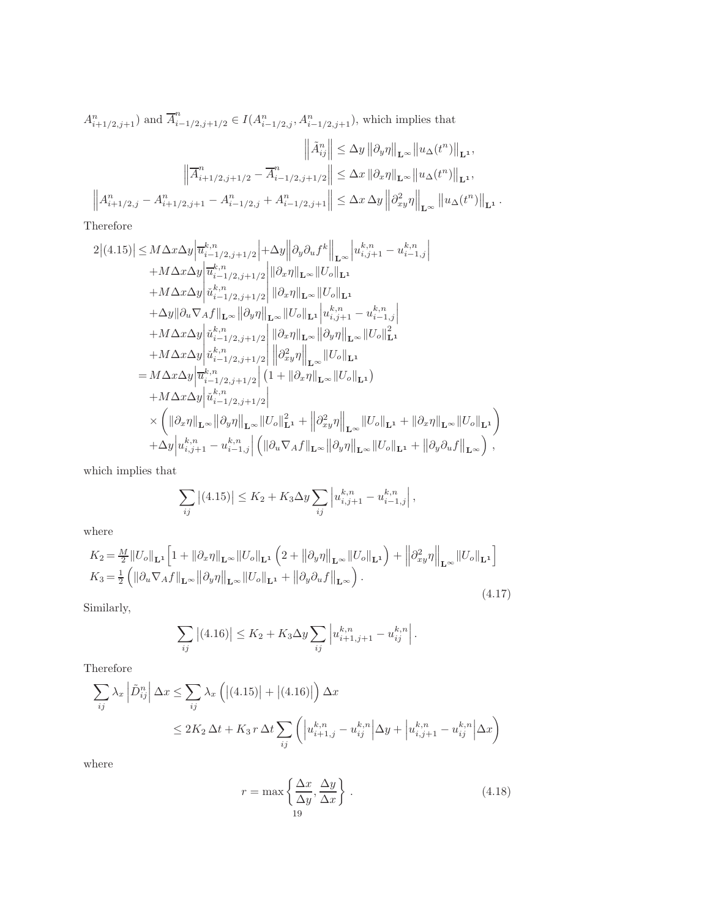$A^n_{i+1/2,j+1})$ and $\overline{A}^n_{i-1/2,j+1/2} \in I(A^n_{i-1/2,j}, A^n_{i-1/2,j+1})$, which implies that

$$
\begin{aligned}
\left\| \tilde{A}^n_{ij} \right\| &\leq \Delta y \left\| \partial_y \eta \right\|_{\mathbf{L}^\infty} \left\| u_\Delta(t^n) \right\|_{\mathbf{L}^1}, \\
\left\| \overline{A}^n_{i+1/2,j+1/2} - \overline{A}^n_{i-1/2,j+1/2} \right\| &\leq \Delta x \left\| \partial_x \eta \right\|_{\mathbf{L}^\infty} \left\| u_\Delta(t^n) \right\|_{\mathbf{L}^1}, \\
\left\| A^n_{i+1/2,j} - A^n_{i+1/2,j+1} - A^n_{i-1/2,j} + A^n_{i-1/2,j+1} \right\| &\leq \Delta x \, \Delta y \left\| \partial^2_{xy} \eta \right\|_{\mathbf{L}^\infty} \left\| u_\Delta(t^n) \right\|_{\mathbf{L}^1}.
\end{aligned}
$$

Therefore

$$
\begin{aligned}
2\left|(4.15)\right| \leq\, & M \Delta x \Delta y \left| \overline{u}^{k,n}_{i-1/2,j+1/2} \right| + \Delta y \left\| \partial_y \partial_u f^k \right\|_{\mathbf{L}^\infty} \left| u^{k,n}_{i,j+1} - u^{k,n}_{i-1,j} \right| \\
& + M \Delta x \Delta y \left| \overline{u}^{k,n}_{i-1/2,j+1/2} \right| \left\| \partial_x \eta \right\|_{\mathbf{L}^\infty} \left\| U_o \right\|_{\mathbf{L}^1} \\
& + M \Delta x \Delta y \left| \breve{u}^{k,n}_{i-1/2,j+1/2} \right| \left\| \partial_x \eta \right\|_{\mathbf{L}^\infty} \left\| U_o \right\|_{\mathbf{L}^1} \\
& + \Delta y \left\| \partial_u \nabla_A f \right\|_{\mathbf{L}^\infty} \left\| \partial_y \eta \right\|_{\mathbf{L}^\infty} \left\| U_o \right\|_{\mathbf{L}^1} \left| u^{k,n}_{i,j+1} - u^{k,n}_{i-1,j} \right| \\
& + M \Delta x \Delta y \left| \breve{u}^{k,n}_{i-1/2,j+1/2} \right| \left\| \partial_x \eta \right\|_{\mathbf{L}^\infty} \left\| \partial_y \eta \right\|_{\mathbf{L}^\infty} \left\| U_o \right\|^2_{\mathbf{L}^1} \\
& + M \Delta x \Delta y \left| \breve{u}^{k,n}_{i-1/2,j+1/2} \right| \left\| \partial^2_{xy} \eta \right\|_{\mathbf{L}^\infty} \left\| U_o \right\|_{\mathbf{L}^1} \\
=\, & M \Delta x \Delta y \left| \overline{u}^{k,n}_{i-1/2,j+1/2} \right| \left( 1 + \left\| \partial_x \eta \right\|_{\mathbf{L}^\infty} \left\| U_o \right\|_{\mathbf{L}^1} \right) \\
& + M \Delta x \Delta y \left| \breve{u}^{k,n}_{i-1/2,j+1/2} \right| \\
& \times \left( \left\| \partial_x \eta \right\|_{\mathbf{L}^\infty} \left\| \partial_y \eta \right\|_{\mathbf{L}^\infty} \left\| U_o \right\|^2_{\mathbf{L}^1} + \left\| \partial^2_{xy} \eta \right\|_{\mathbf{L}^\infty} \left\| U_o \right\|_{\mathbf{L}^1} + \left\| \partial_x \eta \right\|_{\mathbf{L}^\infty} \left\| U_o \right\|_{\mathbf{L}^1} \right) \\
& + \Delta y \left| u^{k,n}_{i,j+1} - u^{k,n}_{i-1,j} \right| \left( \left\| \partial_u \nabla_A f \right\|_{\mathbf{L}^\infty} \left\| \partial_y \eta \right\|_{\mathbf{L}^\infty} \left\| U_o \right\|_{\mathbf{L}^1} + \left\| \partial_y \partial_u f \right\|_{\mathbf{L}^\infty} \right),
\end{aligned}
$$

which implies that

$$
\sum_{ij} \left|(4.15)\right| \leq K_2 + K_3 \Delta y \sum_{ij} \left| u^{k,n}_{i,j+1} - u^{k,n}_{i-1,j} \right|,
$$

where

$$
\begin{aligned}
K_2 &= \tfrac{M}{2} \left\| U_o \right\|_{\mathbf{L}^1} \Big[ 1 + \left\| \partial_x \eta \right\|_{\mathbf{L}^\infty} \left\| U_o \right\|_{\mathbf{L}^1} \left( 2 + \left\| \partial_y \eta \right\|_{\mathbf{L}^\infty} \left\| U_o \right\|_{\mathbf{L}^1} \right) + \left\| \partial^2_{xy} \eta \right\|_{\mathbf{L}^\infty} \left\| U_o \right\|_{\mathbf{L}^1} \Big] \\
K_3 &= \tfrac{1}{2} \left( \left\| \partial_u \nabla_A f \right\|_{\mathbf{L}^\infty} \left\| \partial_y \eta \right\|_{\mathbf{L}^\infty} \left\| U_o \right\|_{\mathbf{L}^1} + \left\| \partial_y \partial_u f \right\|_{\mathbf{L}^\infty} \right).
\end{aligned}
\tag{4.17}
$$

Similarly,

$$
\sum_{ij} \left|(4.16)\right| \leq K_2 + K_3 \Delta y \sum_{ij} \left| u^{k,n}_{i+1,j+1} - u^{k,n}_{ij} \right|.
$$

Therefore

$$
\begin{aligned}
\sum_{ij} \lambda_x \left| \tilde{D}^n_{ij} \right| \Delta x &\leq \sum_{ij} \lambda_x \left( \left|(4.15)\right| + \left|(4.16)\right| \right) \Delta x \\
&\leq 2 K_2 \, \Delta t + K_3 \, r \, \Delta t \sum_{ij} \left( \left| u^{k,n}_{i+1,j} - u^{k,n}_{ij} \right| \Delta y + \left| u^{k,n}_{i,j+1} - u^{k,n}_{ij} \right| \Delta x \right)
\end{aligned}
$$

where

$$
r = \max \left\{ \frac{\Delta x}{\Delta y}, \frac{\Delta y}{\Delta x} \right\}. \tag{4.18}
$$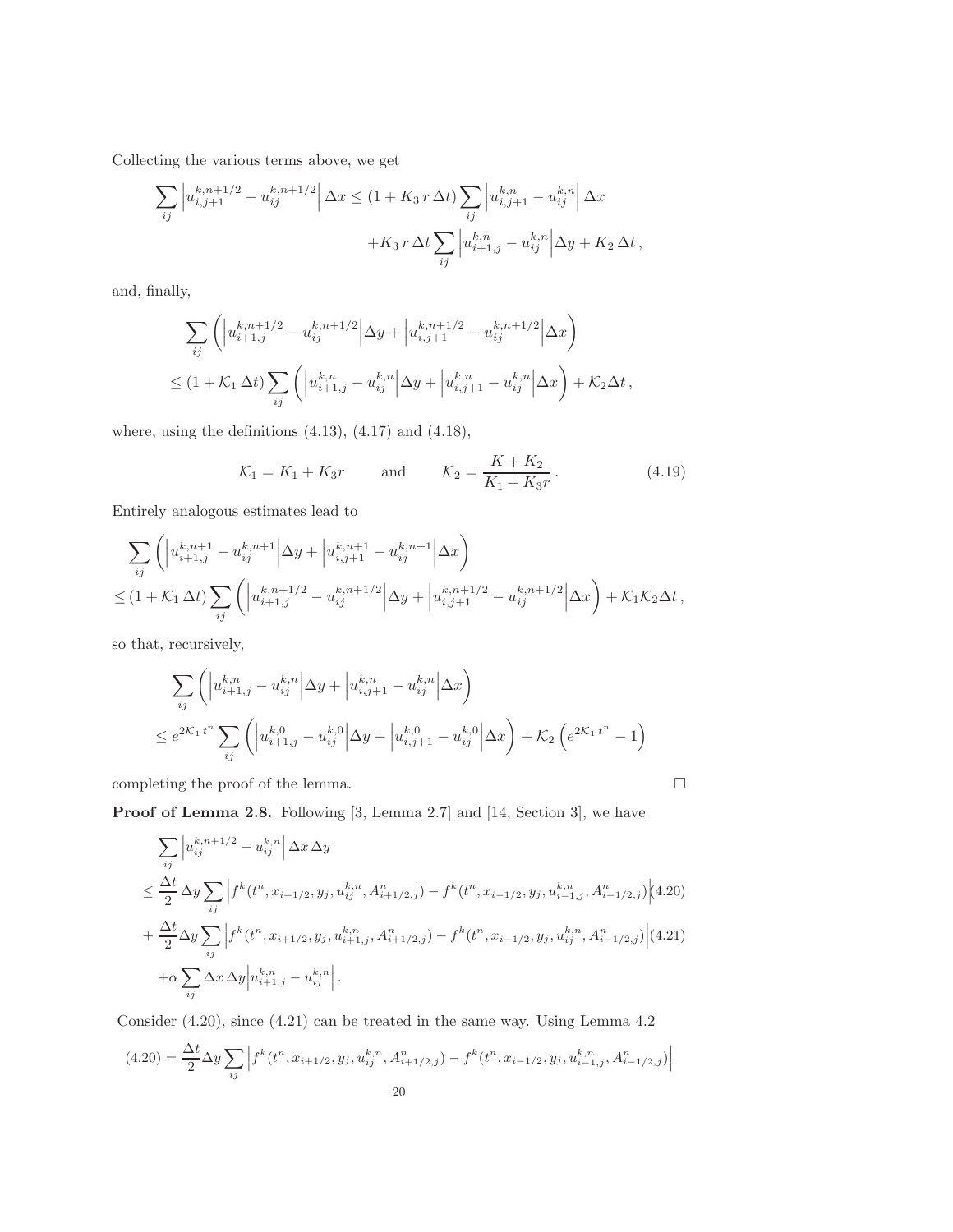Collecting the various terms above, we get

$$
\sum_{ij} \left| u_{i,j+1}^{k,n+1/2} - u_{ij}^{k,n+1/2} \right| \Delta x \le (1 + K_3\, r\, \Delta t) \sum_{ij} \left| u_{i,j+1}^{k,n} - u_{ij}^{k,n} \right| \Delta x
$$

$$
+ K_3\, r\, \Delta t \sum_{ij} \left| u_{i+1,j}^{k,n} - u_{ij}^{k,n} \right| \Delta y + K_2\, \Delta t\,,
$$

and, finally,

$$
\sum_{ij} \left( \left| u_{i+1,j}^{k,n+1/2} - u_{ij}^{k,n+1/2} \right| \Delta y + \left| u_{i,j+1}^{k,n+1/2} - u_{ij}^{k,n+1/2} \right| \Delta x \right)
$$

$$
\le (1 + \mathcal{K}_1\, \Delta t) \sum_{ij} \left( \left| u_{i+1,j}^{k,n} - u_{ij}^{k,n} \right| \Delta y + \left| u_{i,j+1}^{k,n} - u_{ij}^{k,n} \right| \Delta x \right) + \mathcal{K}_2 \Delta t\,,
$$

where, using the definitions (4.13), (4.17) and (4.18),

$$
\mathcal{K}_1 = K_1 + K_3 r \qquad \text{and} \qquad \mathcal{K}_2 = \frac{K + K_2}{K_1 + K_3 r}\,. \tag{4.19}
$$

Entirely analogous estimates lead to

$$
\sum_{ij} \left( \left| u_{i+1,j}^{k,n+1} - u_{ij}^{k,n+1} \right| \Delta y + \left| u_{i,j+1}^{k,n+1} - u_{ij}^{k,n+1} \right| \Delta x \right)
$$

$$
\le (1 + \mathcal{K}_1\, \Delta t) \sum_{ij} \left( \left| u_{i+1,j}^{k,n+1/2} - u_{ij}^{k,n+1/2} \right| \Delta y + \left| u_{i,j+1}^{k,n+1/2} - u_{ij}^{k,n+1/2} \right| \Delta x \right) + \mathcal{K}_1 \mathcal{K}_2 \Delta t\,,
$$

so that, recursively,

$$
\sum_{ij} \left( \left| u_{i+1,j}^{k,n} - u_{ij}^{k,n} \right| \Delta y + \left| u_{i,j+1}^{k,n} - u_{ij}^{k,n} \right| \Delta x \right)
$$

$$
\le e^{2\mathcal{K}_1\, t^n} \sum_{ij} \left( \left| u_{i+1,j}^{k,0} - u_{ij}^{k,0} \right| \Delta y + \left| u_{i,j+1}^{k,0} - u_{ij}^{k,0} \right| \Delta x \right) + \mathcal{K}_2 \left( e^{2\mathcal{K}_1\, t^n} - 1 \right)
$$

completing the proof of the lemma. □

**Proof of Lemma 2.8.** Following [3, Lemma 2.7] and [14, Section 3], we have

$$
\sum_{ij} \left| u_{ij}^{k,n+1/2} - u_{ij}^{k,n} \right| \Delta x\, \Delta y
$$

$$
\le \frac{\Delta t}{2}\, \Delta y \sum_{ij} \left| f^k(t^n, x_{i+1/2}, y_j, u_{ij}^{k,n}, A_{i+1/2,j}^n) - f^k(t^n, x_{i-1/2}, y_j, u_{i-1,j}^{k,n}, A_{i-1/2,j}^n) \right| \tag{4.20}
$$

$$
+ \frac{\Delta t}{2} \Delta y \sum_{ij} \left| f^k(t^n, x_{i+1/2}, y_j, u_{i+1,j}^{k,n}, A_{i+1/2,j}^n) - f^k(t^n, x_{i-1/2}, y_j, u_{ij}^{k,n}, A_{i-1/2,j}^n) \right| \tag{4.21}
$$

$$
+ \alpha \sum_{ij} \Delta x\, \Delta y \left| u_{i+1,j}^{k,n} - u_{ij}^{k,n} \right|.
$$

Consider (4.20), since (4.21) can be treated in the same way. Using Lemma 4.2

$$
(4.20) = \frac{\Delta t}{2} \Delta y \sum_{ij} \left| f^k(t^n, x_{i+1/2}, y_j, u_{ij}^{k,n}, A_{i+1/2,j}^n) - f^k(t^n, x_{i-1/2}, y_j, u_{i-1,j}^{k,n}, A_{i-1/2,j}^n) \right|
$$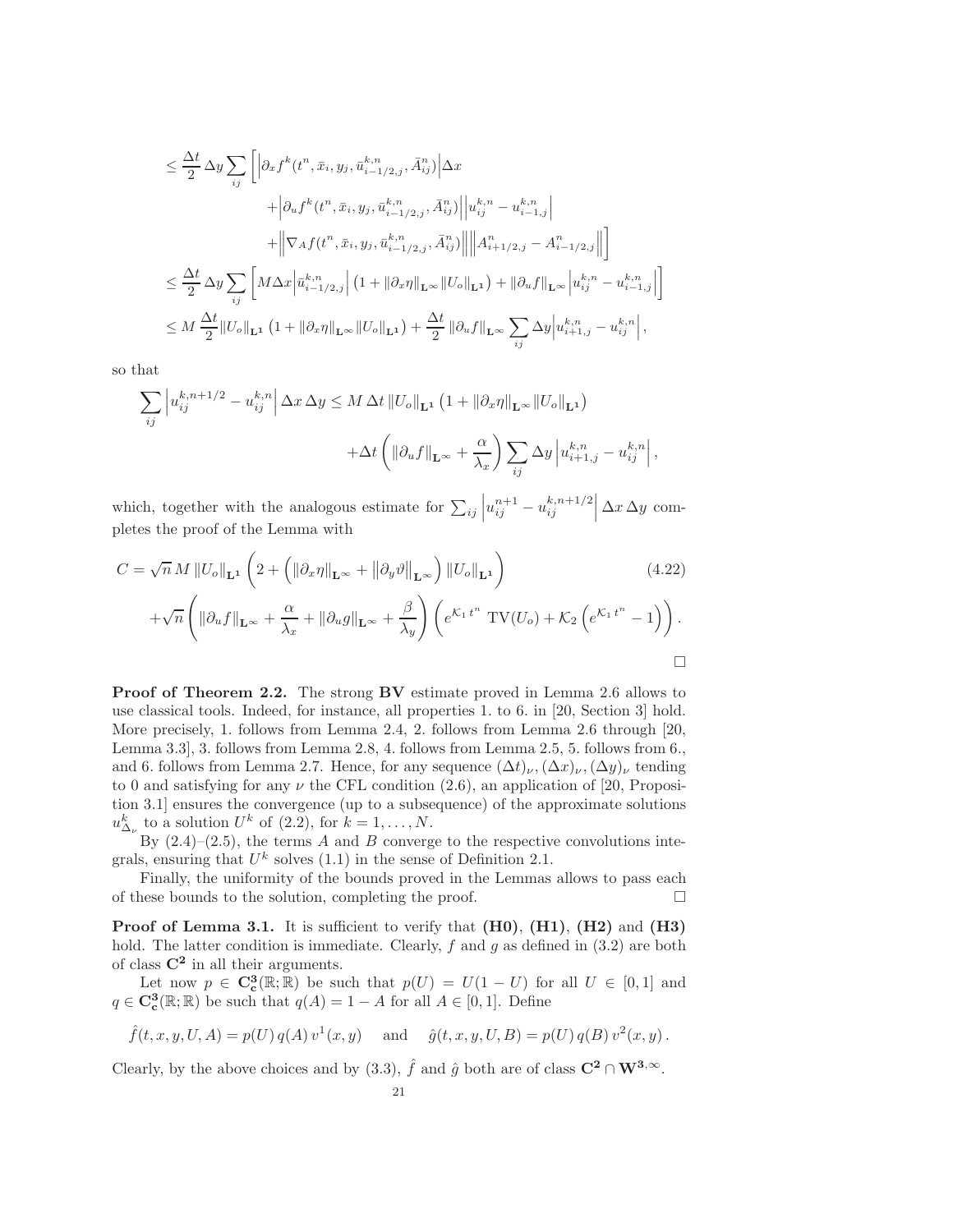$$
\begin{aligned}
&\leq \frac{\Delta t}{2}\,\Delta y \sum_{ij} \Big[ \left|\partial_x f^k(t^n, \bar{x}_i, y_j, \bar{u}^{k,n}_{i-1/2,j}, \bar{A}^n_{ij})\right| \Delta x \\
&\qquad\qquad + \left|\partial_u f^k(t^n, \bar{x}_i, y_j, \bar{u}^{k,n}_{i-1/2,j}, \bar{A}^n_{ij})\right| \left|u^{k,n}_{ij} - u^{k,n}_{i-1,j}\right| \\
&\qquad\qquad + \left\|\nabla_A f(t^n, \bar{x}_i, y_j, \bar{u}^{k,n}_{i-1/2,j}, \bar{A}^n_{ij})\right\| \left\|A^n_{i+1/2,j} - A^n_{i-1/2,j}\right\| \Big] \\
&\leq \frac{\Delta t}{2}\,\Delta y \sum_{ij} \left[ M \Delta x \left|\bar{u}^{k,n}_{i-1/2,j}\right| \left(1 + \|\partial_x \eta\|_{\mathbf{L}^\infty} \|U_o\|_{\mathbf{L}^1}\right) + \|\partial_u f\|_{\mathbf{L}^\infty} \left|u^{k,n}_{ij} - u^{k,n}_{i-1,j}\right| \right] \\
&\leq M\,\frac{\Delta t}{2} \|U_o\|_{\mathbf{L}^1} \left(1 + \|\partial_x \eta\|_{\mathbf{L}^\infty} \|U_o\|_{\mathbf{L}^1}\right) + \frac{\Delta t}{2}\,\|\partial_u f\|_{\mathbf{L}^\infty} \sum_{ij} \Delta y \left|u^{k,n}_{i+1,j} - u^{k,n}_{ij}\right|,
\end{aligned}
$$

so that

$$
\begin{aligned}
\sum_{ij} \left|u^{k,n+1/2}_{ij} - u^{k,n}_{ij}\right| \Delta x\, \Delta y &\leq M\, \Delta t\, \|U_o\|_{\mathbf{L}^1} \left(1 + \|\partial_x \eta\|_{\mathbf{L}^\infty} \|U_o\|_{\mathbf{L}^1}\right) \\
&\quad + \Delta t \left( \|\partial_u f\|_{\mathbf{L}^\infty} + \frac{\alpha}{\lambda_x} \right) \sum_{ij} \Delta y \left|u^{k,n}_{i+1,j} - u^{k,n}_{ij}\right|,
\end{aligned}
$$

which, together with the analogous estimate for $\sum_{ij} \left|u^{n+1}_{ij} - u^{k,n+1/2}_{ij}\right| \Delta x\, \Delta y$ completes the proof of the Lemma with

$$
\begin{aligned}
C &= \sqrt{n}\, M \,\|U_o\|_{\mathbf{L}^1} \left( 2 + \left( \|\partial_x \eta\|_{\mathbf{L}^\infty} + \left\|\partial_y \vartheta\right\|_{\mathbf{L}^\infty} \right) \|U_o\|_{\mathbf{L}^1} \right) \qquad (4.22) \\
&\quad + \sqrt{n} \left( \|\partial_u f\|_{\mathbf{L}^\infty} + \frac{\alpha}{\lambda_x} + \|\partial_u g\|_{\mathbf{L}^\infty} + \frac{\beta}{\lambda_y} \right) \left( e^{\mathcal{K}_1 t^n}\ \mathrm{TV}(U_o) + \mathcal{K}_2 \left( e^{\mathcal{K}_1 t^n} - 1 \right) \right).
\end{aligned}
$$

□

**Proof of Theorem 2.2.** The strong **BV** estimate proved in Lemma 2.6 allows to use classical tools. Indeed, for instance, all properties 1. to 6. in [20, Section 3] hold. More precisely, 1. follows from Lemma 2.4, 2. follows from Lemma 2.6 through [20, Lemma 3.3], 3. follows from Lemma 2.8, 4. follows from Lemma 2.5, 5. follows from 6., and 6. follows from Lemma 2.7. Hence, for any sequence $(\Delta t)_\nu, (\Delta x)_\nu, (\Delta y)_\nu$ tending to 0 and satisfying for any $\nu$ the CFL condition (2.6), an application of [20, Proposition 3.1] ensures the convergence (up to a subsequence) of the approximate solutions $u^k_{\Delta_\nu}$ to a solution $U^k$ of (2.2), for $k = 1, \ldots, N$.

By (2.4)–(2.5), the terms $A$ and $B$ converge to the respective convolutions integrals, ensuring that $U^k$ solves (1.1) in the sense of Definition 2.1.

Finally, the uniformity of the bounds proved in the Lemmas allows to pass each of these bounds to the solution, completing the proof. □

**Proof of Lemma 3.1.** It is sufficient to verify that **(H0)**, **(H1)**, **(H2)** and **(H3)** hold. The latter condition is immediate. Clearly, $f$ and $g$ as defined in (3.2) are both of class $\mathbf{C^2}$ in all their arguments.

Let now $p \in \mathbf{C^3_c}(\mathbb{R};\mathbb{R})$ be such that $p(U) = U(1-U)$ for all $U \in [0,1]$ and $q \in \mathbf{C^3_c}(\mathbb{R};\mathbb{R})$ be such that $q(A) = 1 - A$ for all $A \in [0,1]$. Define

$$
\hat{f}(t,x,y,U,A) = p(U)\, q(A)\, v^1(x,y) \quad \text{ and } \quad \hat{g}(t,x,y,U,B) = p(U)\, q(B)\, v^2(x,y)\,.
$$

Clearly, by the above choices and by (3.3), $\hat{f}$ and $\hat{g}$ both are of class $\mathbf{C^2} \cap \mathbf{W^{3,\infty}}$.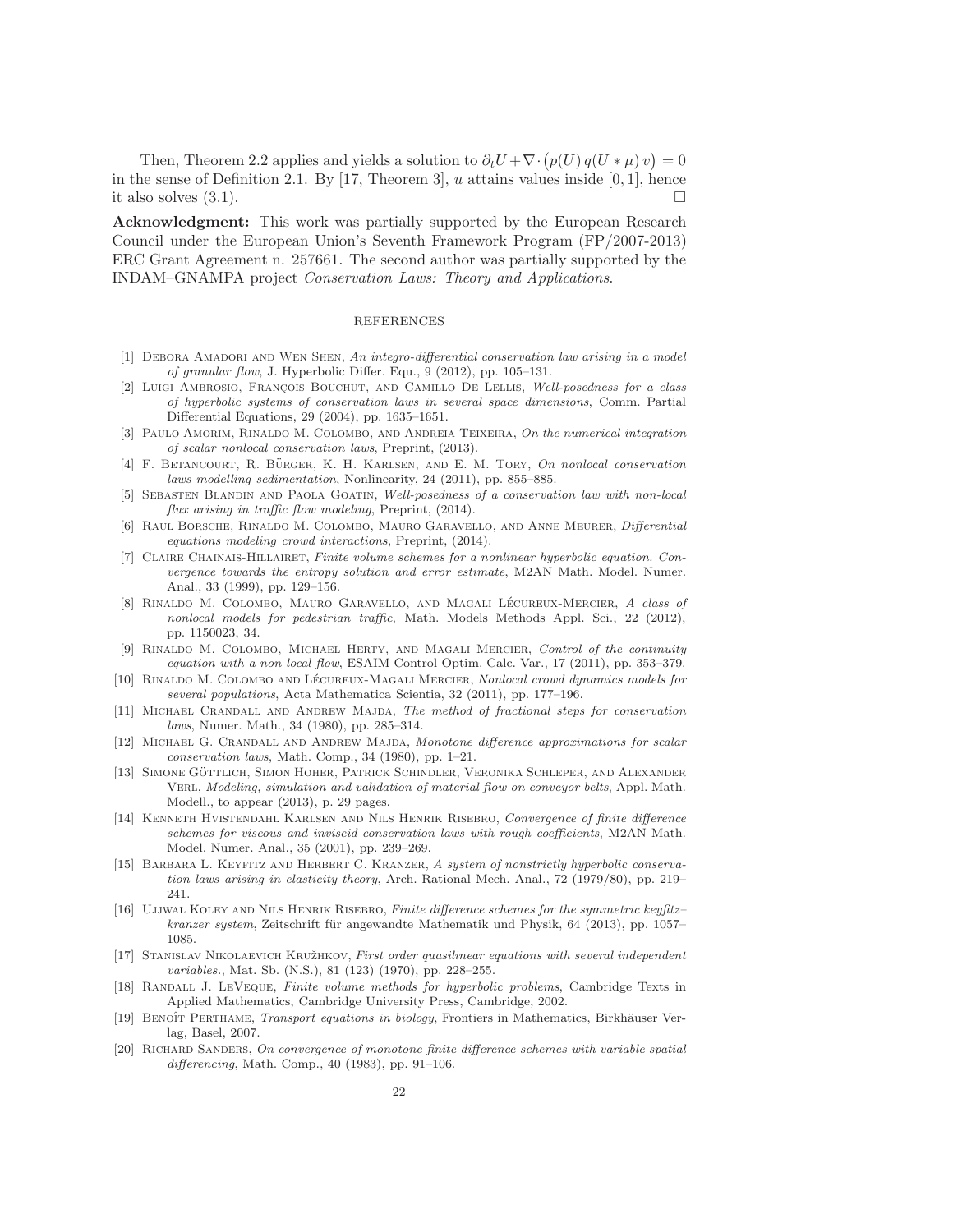Then, Theorem 2.2 applies and yields a solution to $\partial_t U + \nabla \cdot \big(p(U)\, q(U * \mu)\, v\big) = 0$ in the sense of Definition 2.1. By [17, Theorem 3], $u$ attains values inside $[0, 1]$, hence it also solves (3.1). $\square$

**Acknowledgment:** This work was partially supported by the European Research Council under the European Union's Seventh Framework Program (FP/2007-2013) ERC Grant Agreement n. 257661. The second author was partially supported by the INDAM–GNAMPA project *Conservation Laws: Theory and Applications*.

## REFERENCES

[1] Debora Amadori and Wen Shen, *An integro-differential conservation law arising in a model of granular flow*, J. Hyperbolic Differ. Equ., 9 (2012), pp. 105–131.

[2] Luigi Ambrosio, François Bouchut, and Camillo De Lellis, *Well-posedness for a class of hyperbolic systems of conservation laws in several space dimensions*, Comm. Partial Differential Equations, 29 (2004), pp. 1635–1651.

[3] Paulo Amorim, Rinaldo M. Colombo, and Andreia Teixeira, *On the numerical integration of scalar nonlocal conservation laws*, Preprint, (2013).

[4] F. Betancourt, R. Bürger, K. H. Karlsen, and E. M. Tory, *On nonlocal conservation laws modelling sedimentation*, Nonlinearity, 24 (2011), pp. 855–885.

[5] Sebasten Blandin and Paola Goatin, *Well-posedness of a conservation law with non-local flux arising in traffic flow modeling*, Preprint, (2014).

[6] Raul Borsche, Rinaldo M. Colombo, Mauro Garavello, and Anne Meurer, *Differential equations modeling crowd interactions*, Preprint, (2014).

[7] Claire Chainais-Hillairet, *Finite volume schemes for a nonlinear hyperbolic equation. Convergence towards the entropy solution and error estimate*, M2AN Math. Model. Numer. Anal., 33 (1999), pp. 129–156.

[8] Rinaldo M. Colombo, Mauro Garavello, and Magali Lécureux-Mercier, *A class of nonlocal models for pedestrian traffic*, Math. Models Methods Appl. Sci., 22 (2012), pp. 1150023, 34.

[9] Rinaldo M. Colombo, Michael Herty, and Magali Mercier, *Control of the continuity equation with a non local flow*, ESAIM Control Optim. Calc. Var., 17 (2011), pp. 353–379.

[10] Rinaldo M. Colombo and Lécureux-Magali Mercier, *Nonlocal crowd dynamics models for several populations*, Acta Mathematica Scientia, 32 (2011), pp. 177–196.

[11] Michael Crandall and Andrew Majda, *The method of fractional steps for conservation laws*, Numer. Math., 34 (1980), pp. 285–314.

[12] Michael G. Crandall and Andrew Majda, *Monotone difference approximations for scalar conservation laws*, Math. Comp., 34 (1980), pp. 1–21.

[13] Simone Göttlich, Simon Hoher, Patrick Schindler, Veronika Schleper, and Alexander Verl, *Modeling, simulation and validation of material flow on conveyor belts*, Appl. Math. Modell., to appear (2013), p. 29 pages.

[14] Kenneth Hvistendahl Karlsen and Nils Henrik Risebro, *Convergence of finite difference schemes for viscous and inviscid conservation laws with rough coefficients*, M2AN Math. Model. Numer. Anal., 35 (2001), pp. 239–269.

[15] Barbara L. Keyfitz and Herbert C. Kranzer, *A system of nonstrictly hyperbolic conservation laws arising in elasticity theory*, Arch. Rational Mech. Anal., 72 (1979/80), pp. 219–241.

[16] Ujjwal Koley and Nils Henrik Risebro, *Finite difference schemes for the symmetric keyfitz–kranzer system*, Zeitschrift für angewandte Mathematik und Physik, 64 (2013), pp. 1057–1085.

[17] Stanislav Nikolaevich Kružhkov, *First order quasilinear equations with several independent variables.*, Mat. Sb. (N.S.), 81 (123) (1970), pp. 228–255.

[18] Randall J. LeVeque, *Finite volume methods for hyperbolic problems*, Cambridge Texts in Applied Mathematics, Cambridge University Press, Cambridge, 2002.

[19] Benoît Perthame, *Transport equations in biology*, Frontiers in Mathematics, Birkhäuser Verlag, Basel, 2007.

[20] Richard Sanders, *On convergence of monotone finite difference schemes with variable spatial differencing*, Math. Comp., 40 (1983), pp. 91–106.